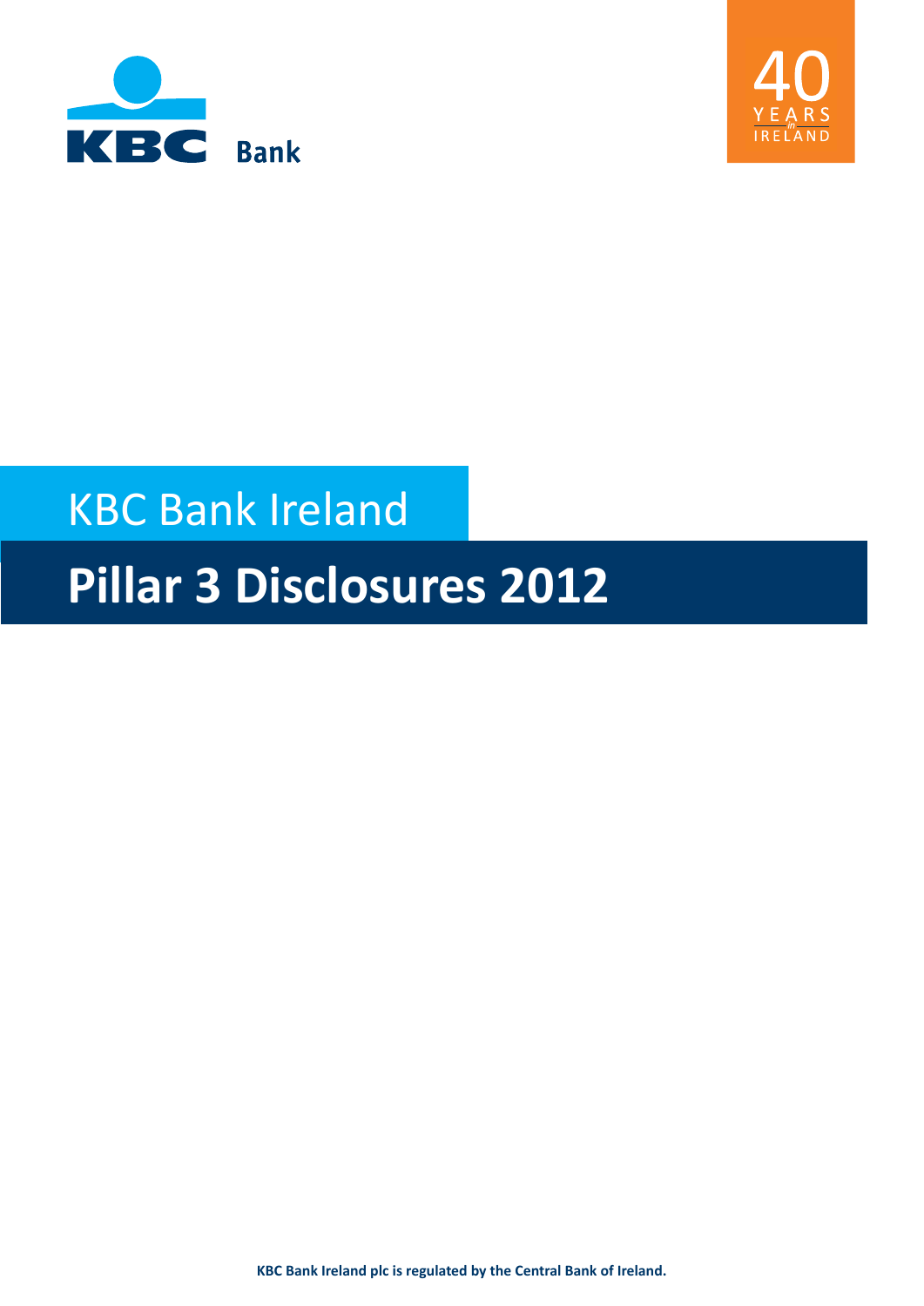KBC Bank

40 YEARS in IRELAND

KBC Bank Ireland

# Pillar 3 Disclosures 2012

**KBC Bank Ireland plc is regulated by the Central Bank of Ireland.**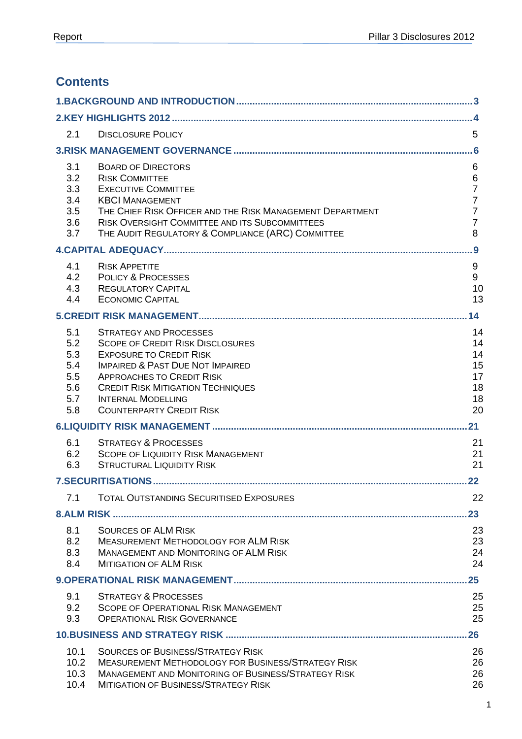## Contents

**1.BACKGROUND AND INTRODUCTION** ........ 3

**2.KEY HIGHLIGHTS 2012** ........ 4

| | | |
|---|---|---|
| 2.1 | Disclosure Policy | 5 |

**3.RISK MANAGEMENT GOVERNANCE** ........ 6

| | | |
|---|---|---|
| 3.1 | Board of Directors | 6 |
| 3.2 | Risk Committee | 6 |
| 3.3 | Executive Committee | 7 |
| 3.4 | KBCI Management | 7 |
| 3.5 | The Chief Risk Officer and the Risk Management Department | 7 |
| 3.6 | Risk Oversight Committee and its Subcommittees | 7 |
| 3.7 | The Audit Regulatory & Compliance (ARC) Committee | 8 |

**4.CAPITAL ADEQUACY** ........ 9

| | | |
|---|---|---|
| 4.1 | Risk Appetite | 9 |
| 4.2 | Policy & Processes | 9 |
| 4.3 | Regulatory Capital | 10 |
| 4.4 | Economic Capital | 13 |

**5.CREDIT RISK MANAGEMENT** ........ 14

| | | |
|---|---|---|
| 5.1 | Strategy and Processes | 14 |
| 5.2 | Scope of Credit Risk Disclosures | 14 |
| 5.3 | Exposure to Credit Risk | 14 |
| 5.4 | Impaired & Past Due Not Impaired | 15 |
| 5.5 | Approaches to Credit Risk | 17 |
| 5.6 | Credit Risk Mitigation Techniques | 18 |
| 5.7 | Internal Modelling | 18 |
| 5.8 | Counterparty Credit Risk | 20 |

**6.LIQUIDITY RISK MANAGEMENT** ........ 21

| | | |
|---|---|---|
| 6.1 | Strategy & Processes | 21 |
| 6.2 | Scope of Liquidity Risk Management | 21 |
| 6.3 | Structural Liquidity Risk | 21 |

**7.SECURITISATIONS** ........ 22

| | | |
|---|---|---|
| 7.1 | Total Outstanding Securitised Exposures | 22 |

**8.ALM RISK** ........ 23

| | | |
|---|---|---|
| 8.1 | Sources of ALM Risk | 23 |
| 8.2 | Measurement Methodology for ALM Risk | 23 |
| 8.3 | Management and Monitoring of ALM Risk | 24 |
| 8.4 | Mitigation of ALM Risk | 24 |

**9.OPERATIONAL RISK MANAGEMENT** ........ 25

| | | |
|---|---|---|
| 9.1 | Strategy & Processes | 25 |
| 9.2 | Scope of Operational Risk Management | 25 |
| 9.3 | Operational Risk Governance | 25 |

**10.BUSINESS AND STRATEGY RISK** ........ 26

| | | |
|---|---|---|
| 10.1 | Sources of Business/Strategy Risk | 26 |
| 10.2 | Measurement Methodology for Business/Strategy Risk | 26 |
| 10.3 | Management and Monitoring of Business/Strategy Risk | 26 |
| 10.4 | Mitigation of Business/Strategy Risk | 26 |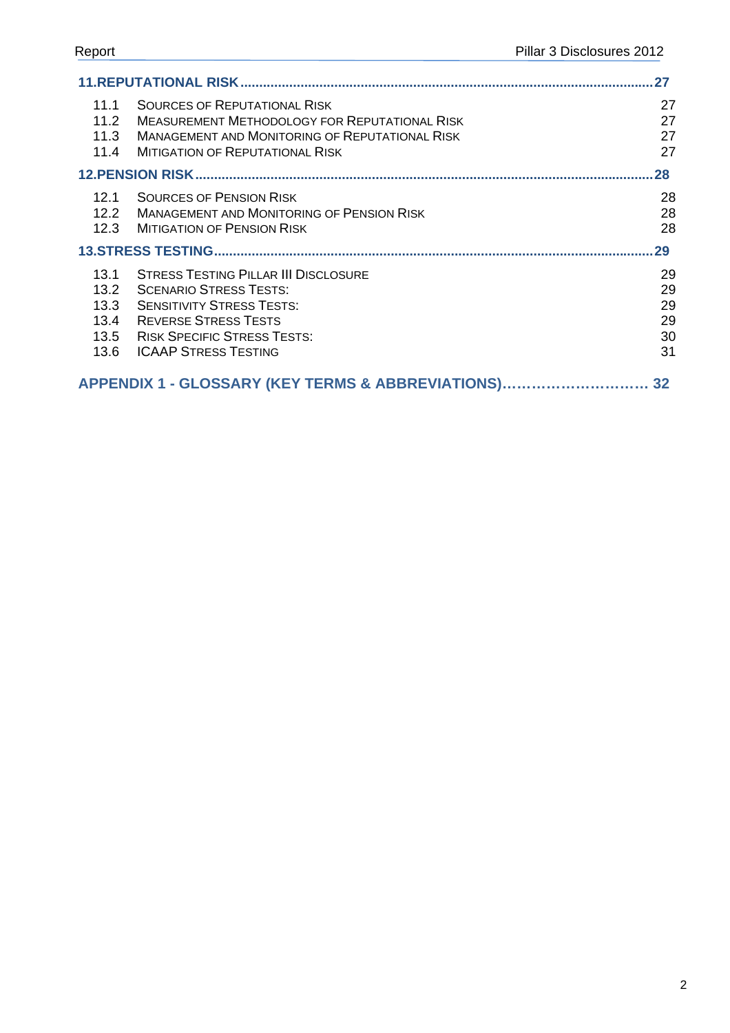**11.REPUTATIONAL RISK ..... 27**

| | | |
|---|---|---|
| 11.1 | SOURCES OF REPUTATIONAL RISK | 27 |
| 11.2 | MEASUREMENT METHODOLOGY FOR REPUTATIONAL RISK | 27 |
| 11.3 | MANAGEMENT AND MONITORING OF REPUTATIONAL RISK | 27 |
| 11.4 | MITIGATION OF REPUTATIONAL RISK | 27 |

**12.PENSION RISK ..... 28**

| | | |
|---|---|---|
| 12.1 | SOURCES OF PENSION RISK | 28 |
| 12.2 | MANAGEMENT AND MONITORING OF PENSION RISK | 28 |
| 12.3 | MITIGATION OF PENSION RISK | 28 |

**13.STRESS TESTING ..... 29**

| | | |
|---|---|---|
| 13.1 | STRESS TESTING PILLAR III DISCLOSURE | 29 |
| 13.2 | SCENARIO STRESS TESTS: | 29 |
| 13.3 | SENSITIVITY STRESS TESTS: | 29 |
| 13.4 | REVERSE STRESS TESTS | 29 |
| 13.5 | RISK SPECIFIC STRESS TESTS: | 30 |
| 13.6 | ICAAP STRESS TESTING | 31 |

**APPENDIX 1 - GLOSSARY (KEY TERMS & ABBREVIATIONS)..... 32**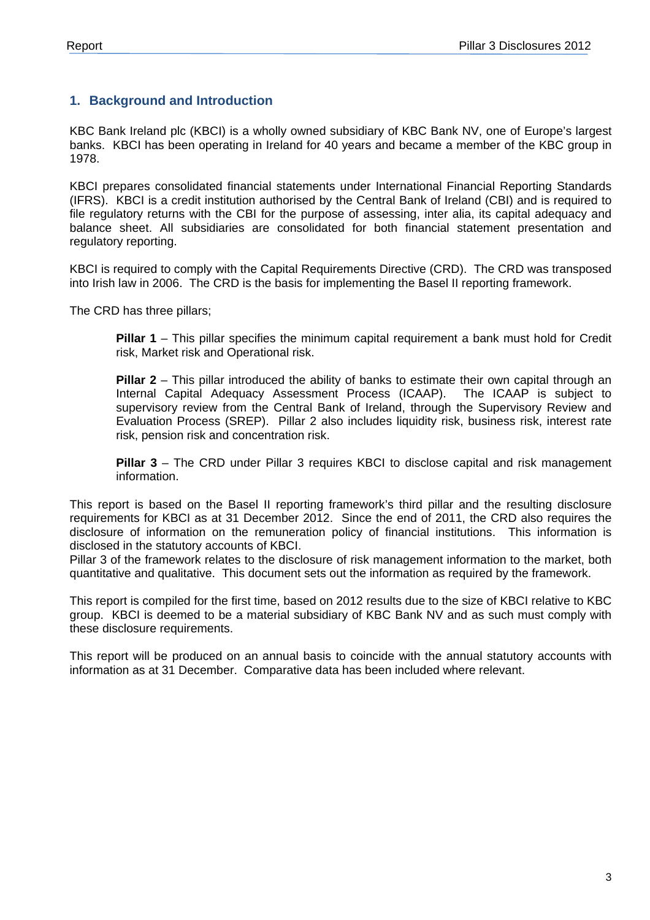## 1. Background and Introduction

KBC Bank Ireland plc (KBCI) is a wholly owned subsidiary of KBC Bank NV, one of Europe's largest banks. KBCI has been operating in Ireland for 40 years and became a member of the KBC group in 1978.

KBCI prepares consolidated financial statements under International Financial Reporting Standards (IFRS). KBCI is a credit institution authorised by the Central Bank of Ireland (CBI) and is required to file regulatory returns with the CBI for the purpose of assessing, inter alia, its capital adequacy and balance sheet. All subsidiaries are consolidated for both financial statement presentation and regulatory reporting.

KBCI is required to comply with the Capital Requirements Directive (CRD). The CRD was transposed into Irish law in 2006. The CRD is the basis for implementing the Basel II reporting framework.

The CRD has three pillars;

> **Pillar 1** – This pillar specifies the minimum capital requirement a bank must hold for Credit risk, Market risk and Operational risk.
>
> **Pillar 2** – This pillar introduced the ability of banks to estimate their own capital through an Internal Capital Adequacy Assessment Process (ICAAP). The ICAAP is subject to supervisory review from the Central Bank of Ireland, through the Supervisory Review and Evaluation Process (SREP). Pillar 2 also includes liquidity risk, business risk, interest rate risk, pension risk and concentration risk.
>
> **Pillar 3** – The CRD under Pillar 3 requires KBCI to disclose capital and risk management information.

This report is based on the Basel II reporting framework's third pillar and the resulting disclosure requirements for KBCI as at 31 December 2012. Since the end of 2011, the CRD also requires the disclosure of information on the remuneration policy of financial institutions. This information is disclosed in the statutory accounts of KBCI.
Pillar 3 of the framework relates to the disclosure of risk management information to the market, both quantitative and qualitative. This document sets out the information as required by the framework.

This report is compiled for the first time, based on 2012 results due to the size of KBCI relative to KBC group. KBCI is deemed to be a material subsidiary of KBC Bank NV and as such must comply with these disclosure requirements.

This report will be produced on an annual basis to coincide with the annual statutory accounts with information as at 31 December. Comparative data has been included where relevant.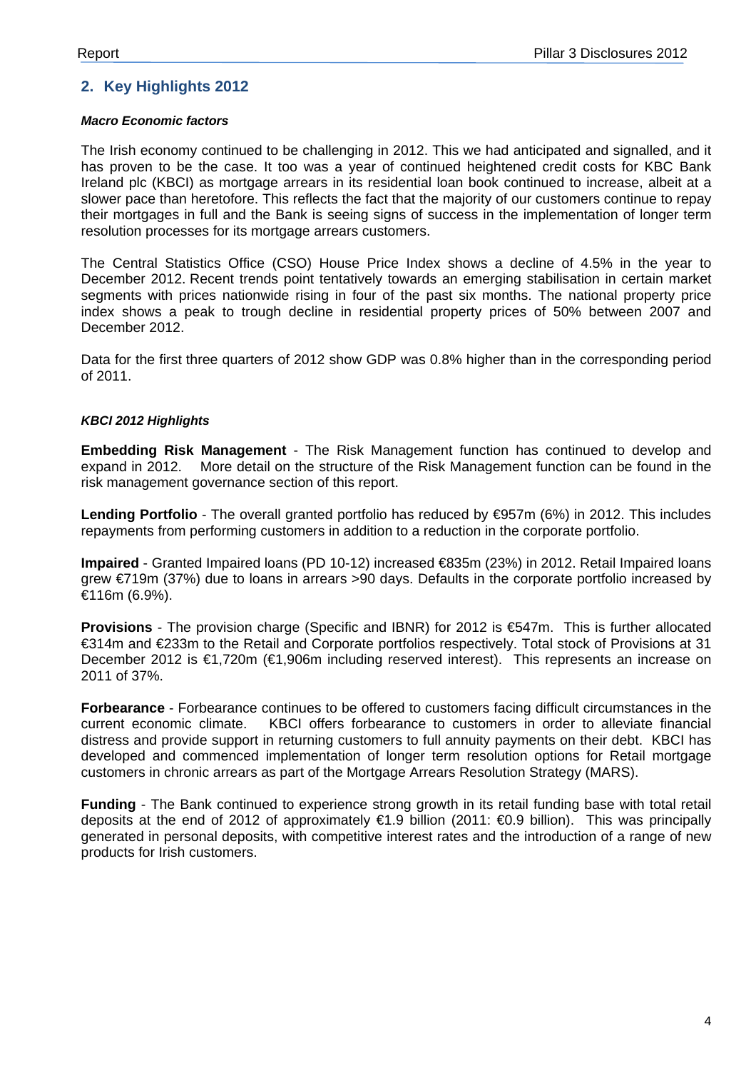## 2. Key Highlights 2012

***Macro Economic factors***

The Irish economy continued to be challenging in 2012. This we had anticipated and signalled, and it has proven to be the case. It too was a year of continued heightened credit costs for KBC Bank Ireland plc (KBCI) as mortgage arrears in its residential loan book continued to increase, albeit at a slower pace than heretofore. This reflects the fact that the majority of our customers continue to repay their mortgages in full and the Bank is seeing signs of success in the implementation of longer term resolution processes for its mortgage arrears customers.

The Central Statistics Office (CSO) House Price Index shows a decline of 4.5% in the year to December 2012. Recent trends point tentatively towards an emerging stabilisation in certain market segments with prices nationwide rising in four of the past six months. The national property price index shows a peak to trough decline in residential property prices of 50% between 2007 and December 2012.

Data for the first three quarters of 2012 show GDP was 0.8% higher than in the corresponding period of 2011.

***KBCI 2012 Highlights***

**Embedding Risk Management** - The Risk Management function has continued to develop and expand in 2012. More detail on the structure of the Risk Management function can be found in the risk management governance section of this report.

**Lending Portfolio** - The overall granted portfolio has reduced by €957m (6%) in 2012. This includes repayments from performing customers in addition to a reduction in the corporate portfolio.

**Impaired** - Granted Impaired loans (PD 10-12) increased €835m (23%) in 2012. Retail Impaired loans grew €719m (37%) due to loans in arrears >90 days. Defaults in the corporate portfolio increased by €116m (6.9%).

**Provisions** - The provision charge (Specific and IBNR) for 2012 is €547m. This is further allocated €314m and €233m to the Retail and Corporate portfolios respectively. Total stock of Provisions at 31 December 2012 is €1,720m (€1,906m including reserved interest). This represents an increase on 2011 of 37%.

**Forbearance** - Forbearance continues to be offered to customers facing difficult circumstances in the current economic climate. KBCI offers forbearance to customers in order to alleviate financial distress and provide support in returning customers to full annuity payments on their debt. KBCI has developed and commenced implementation of longer term resolution options for Retail mortgage customers in chronic arrears as part of the Mortgage Arrears Resolution Strategy (MARS).

**Funding** - The Bank continued to experience strong growth in its retail funding base with total retail deposits at the end of 2012 of approximately €1.9 billion (2011: €0.9 billion). This was principally generated in personal deposits, with competitive interest rates and the introduction of a range of new products for Irish customers.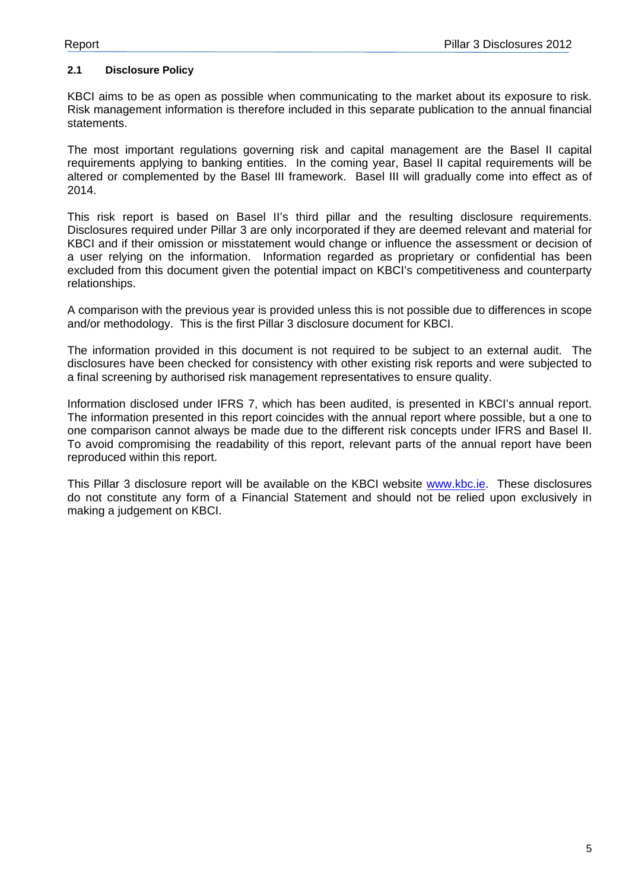### 2.1 Disclosure Policy

KBCI aims to be as open as possible when communicating to the market about its exposure to risk. Risk management information is therefore included in this separate publication to the annual financial statements.

The most important regulations governing risk and capital management are the Basel II capital requirements applying to banking entities. In the coming year, Basel II capital requirements will be altered or complemented by the Basel III framework. Basel III will gradually come into effect as of 2014.

This risk report is based on Basel II's third pillar and the resulting disclosure requirements. Disclosures required under Pillar 3 are only incorporated if they are deemed relevant and material for KBCI and if their omission or misstatement would change or influence the assessment or decision of a user relying on the information. Information regarded as proprietary or confidential has been excluded from this document given the potential impact on KBCI's competitiveness and counterparty relationships.

A comparison with the previous year is provided unless this is not possible due to differences in scope and/or methodology. This is the first Pillar 3 disclosure document for KBCI.

The information provided in this document is not required to be subject to an external audit. The disclosures have been checked for consistency with other existing risk reports and were subjected to a final screening by authorised risk management representatives to ensure quality.

Information disclosed under IFRS 7, which has been audited, is presented in KBCI's annual report. The information presented in this report coincides with the annual report where possible, but a one to one comparison cannot always be made due to the different risk concepts under IFRS and Basel II. To avoid compromising the readability of this report, relevant parts of the annual report have been reproduced within this report.

This Pillar 3 disclosure report will be available on the KBCI website www.kbc.ie. These disclosures do not constitute any form of a Financial Statement and should not be relied upon exclusively in making a judgement on KBCI.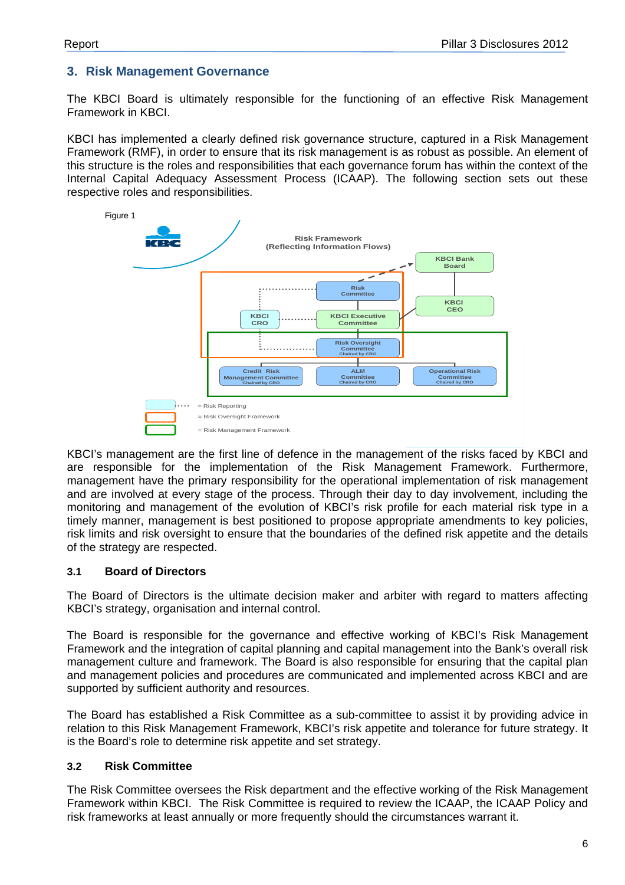## 3. Risk Management Governance

The KBCI Board is ultimately responsible for the functioning of an effective Risk Management Framework in KBCI.

KBCI has implemented a clearly defined risk governance structure, captured in a Risk Management Framework (RMF), in order to ensure that its risk management is as robust as possible. An element of this structure is the roles and responsibilities that each governance forum has within the context of the Internal Capital Adequacy Assessment Process (ICAAP). The following section sets out these respective roles and responsibilities.

Figure 1

KBC

Risk Framework
(Reflecting Information Flows)

KBCI Bank Board

Risk Committee

KBCI CRO

KBCI Executive Committee

KBCI CEO

Risk Oversight Committee
Chaired by CRO

Credit Risk Management Committee
Chaired by CRO

ALM Committee
Chaired by CRO

Operational Risk Committee
Chaired by CRO

= Risk Reporting

= Risk Oversight Framework

= Risk Management Framework

KBCI's management are the first line of defence in the management of the risks faced by KBCI and are responsible for the implementation of the Risk Management Framework. Furthermore, management have the primary responsibility for the operational implementation of risk management and are involved at every stage of the process. Through their day to day involvement, including the monitoring and management of the evolution of KBCI's risk profile for each material risk type in a timely manner, management is best positioned to propose appropriate amendments to key policies, risk limits and risk oversight to ensure that the boundaries of the defined risk appetite and the details of the strategy are respected.

### 3.1 Board of Directors

The Board of Directors is the ultimate decision maker and arbiter with regard to matters affecting KBCI's strategy, organisation and internal control.

The Board is responsible for the governance and effective working of KBCI's Risk Management Framework and the integration of capital planning and capital management into the Bank's overall risk management culture and framework. The Board is also responsible for ensuring that the capital plan and management policies and procedures are communicated and implemented across KBCI and are supported by sufficient authority and resources.

The Board has established a Risk Committee as a sub-committee to assist it by providing advice in relation to this Risk Management Framework, KBCI's risk appetite and tolerance for future strategy. It is the Board's role to determine risk appetite and set strategy.

### 3.2 Risk Committee

The Risk Committee oversees the Risk department and the effective working of the Risk Management Framework within KBCI. The Risk Committee is required to review the ICAAP, the ICAAP Policy and risk frameworks at least annually or more frequently should the circumstances warrant it.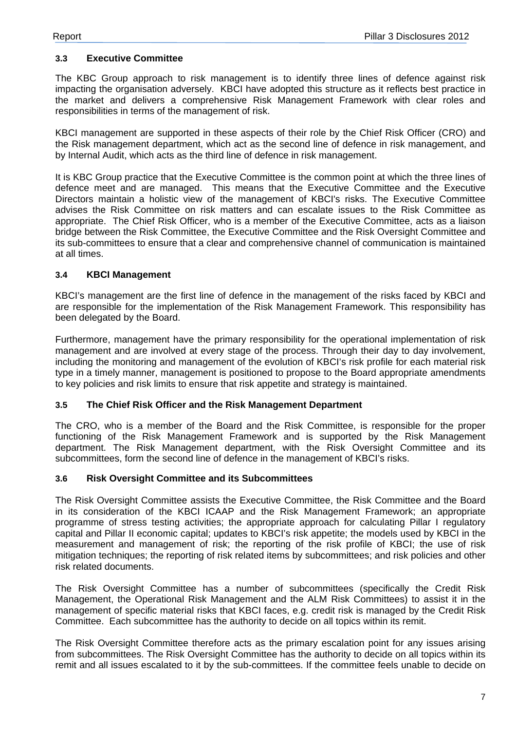### 3.3 Executive Committee

The KBC Group approach to risk management is to identify three lines of defence against risk impacting the organisation adversely. KBCI have adopted this structure as it reflects best practice in the market and delivers a comprehensive Risk Management Framework with clear roles and responsibilities in terms of the management of risk.

KBCI management are supported in these aspects of their role by the Chief Risk Officer (CRO) and the Risk management department, which act as the second line of defence in risk management, and by Internal Audit, which acts as the third line of defence in risk management.

It is KBC Group practice that the Executive Committee is the common point at which the three lines of defence meet and are managed. This means that the Executive Committee and the Executive Directors maintain a holistic view of the management of KBCI's risks. The Executive Committee advises the Risk Committee on risk matters and can escalate issues to the Risk Committee as appropriate. The Chief Risk Officer, who is a member of the Executive Committee, acts as a liaison bridge between the Risk Committee, the Executive Committee and the Risk Oversight Committee and its sub-committees to ensure that a clear and comprehensive channel of communication is maintained at all times.

### 3.4 KBCI Management

KBCI's management are the first line of defence in the management of the risks faced by KBCI and are responsible for the implementation of the Risk Management Framework. This responsibility has been delegated by the Board.

Furthermore, management have the primary responsibility for the operational implementation of risk management and are involved at every stage of the process. Through their day to day involvement, including the monitoring and management of the evolution of KBCI's risk profile for each material risk type in a timely manner, management is positioned to propose to the Board appropriate amendments to key policies and risk limits to ensure that risk appetite and strategy is maintained.

### 3.5 The Chief Risk Officer and the Risk Management Department

The CRO, who is a member of the Board and the Risk Committee, is responsible for the proper functioning of the Risk Management Framework and is supported by the Risk Management department. The Risk Management department, with the Risk Oversight Committee and its subcommittees, form the second line of defence in the management of KBCI's risks.

### 3.6 Risk Oversight Committee and its Subcommittees

The Risk Oversight Committee assists the Executive Committee, the Risk Committee and the Board in its consideration of the KBCI ICAAP and the Risk Management Framework; an appropriate programme of stress testing activities; the appropriate approach for calculating Pillar I regulatory capital and Pillar II economic capital; updates to KBCI's risk appetite; the models used by KBCI in the measurement and management of risk; the reporting of the risk profile of KBCI; the use of risk mitigation techniques; the reporting of risk related items by subcommittees; and risk policies and other risk related documents.

The Risk Oversight Committee has a number of subcommittees (specifically the Credit Risk Management, the Operational Risk Management and the ALM Risk Committees) to assist it in the management of specific material risks that KBCI faces, e.g. credit risk is managed by the Credit Risk Committee. Each subcommittee has the authority to decide on all topics within its remit.

The Risk Oversight Committee therefore acts as the primary escalation point for any issues arising from subcommittees. The Risk Oversight Committee has the authority to decide on all topics within its remit and all issues escalated to it by the sub-committees. If the committee feels unable to decide on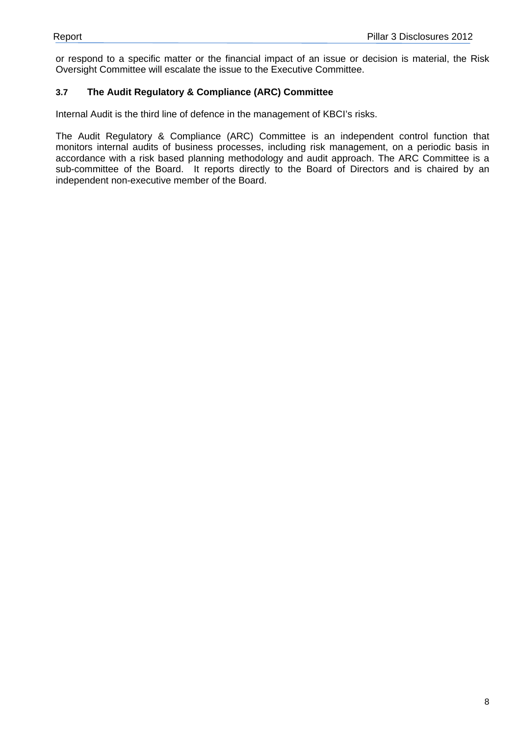or respond to a specific matter or the financial impact of an issue or decision is material, the Risk Oversight Committee will escalate the issue to the Executive Committee.

### 3.7 The Audit Regulatory & Compliance (ARC) Committee

Internal Audit is the third line of defence in the management of KBCI's risks.

The Audit Regulatory & Compliance (ARC) Committee is an independent control function that monitors internal audits of business processes, including risk management, on a periodic basis in accordance with a risk based planning methodology and audit approach. The ARC Committee is a sub-committee of the Board. It reports directly to the Board of Directors and is chaired by an independent non-executive member of the Board.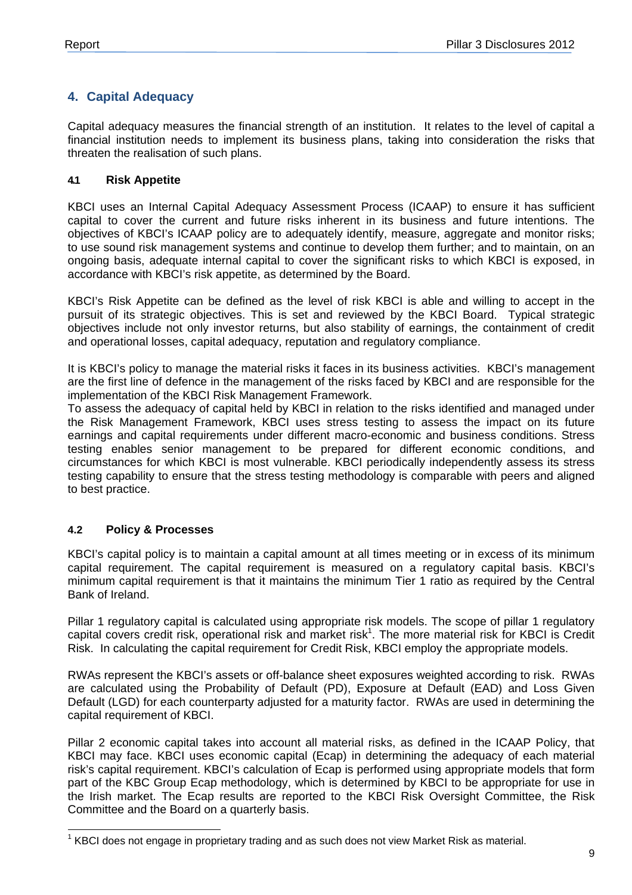## 4. Capital Adequacy

Capital adequacy measures the financial strength of an institution. It relates to the level of capital a financial institution needs to implement its business plans, taking into consideration the risks that threaten the realisation of such plans.

### 4.1 Risk Appetite

KBCI uses an Internal Capital Adequacy Assessment Process (ICAAP) to ensure it has sufficient capital to cover the current and future risks inherent in its business and future intentions. The objectives of KBCI's ICAAP policy are to adequately identify, measure, aggregate and monitor risks; to use sound risk management systems and continue to develop them further; and to maintain, on an ongoing basis, adequate internal capital to cover the significant risks to which KBCI is exposed, in accordance with KBCI's risk appetite, as determined by the Board.

KBCI's Risk Appetite can be defined as the level of risk KBCI is able and willing to accept in the pursuit of its strategic objectives. This is set and reviewed by the KBCI Board. Typical strategic objectives include not only investor returns, but also stability of earnings, the containment of credit and operational losses, capital adequacy, reputation and regulatory compliance.

It is KBCI's policy to manage the material risks it faces in its business activities. KBCI's management are the first line of defence in the management of the risks faced by KBCI and are responsible for the implementation of the KBCI Risk Management Framework.
To assess the adequacy of capital held by KBCI in relation to the risks identified and managed under the Risk Management Framework, KBCI uses stress testing to assess the impact on its future earnings and capital requirements under different macro-economic and business conditions. Stress testing enables senior management to be prepared for different economic conditions, and circumstances for which KBCI is most vulnerable. KBCI periodically independently assess its stress testing capability to ensure that the stress testing methodology is comparable with peers and aligned to best practice.

### 4.2 Policy & Processes

KBCI's capital policy is to maintain a capital amount at all times meeting or in excess of its minimum capital requirement. The capital requirement is measured on a regulatory capital basis. KBCI's minimum capital requirement is that it maintains the minimum Tier 1 ratio as required by the Central Bank of Ireland.

Pillar 1 regulatory capital is calculated using appropriate risk models. The scope of pillar 1 regulatory capital covers credit risk, operational risk and market risk[1]. The more material risk for KBCI is Credit Risk. In calculating the capital requirement for Credit Risk, KBCI employ the appropriate models.

RWAs represent the KBCI's assets or off-balance sheet exposures weighted according to risk. RWAs are calculated using the Probability of Default (PD), Exposure at Default (EAD) and Loss Given Default (LGD) for each counterparty adjusted for a maturity factor. RWAs are used in determining the capital requirement of KBCI.

Pillar 2 economic capital takes into account all material risks, as defined in the ICAAP Policy, that KBCI may face. KBCI uses economic capital (Ecap) in determining the adequacy of each material risk's capital requirement. KBCI's calculation of Ecap is performed using appropriate models that form part of the KBC Group Ecap methodology, which is determined by KBCI to be appropriate for use in the Irish market. The Ecap results are reported to the KBCI Risk Oversight Committee, the Risk Committee and the Board on a quarterly basis.

[1] KBCI does not engage in proprietary trading and as such does not view Market Risk as material.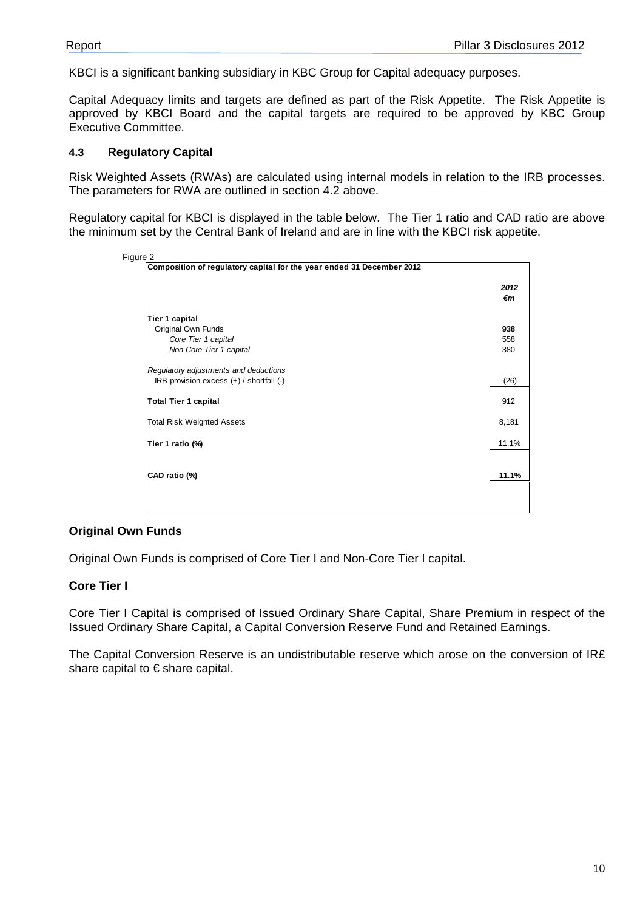KBCI is a significant banking subsidiary in KBC Group for Capital adequacy purposes.

Capital Adequacy limits and targets are defined as part of the Risk Appetite. The Risk Appetite is approved by KBCI Board and the capital targets are required to be approved by KBC Group Executive Committee.

### 4.3 Regulatory Capital

Risk Weighted Assets (RWAs) are calculated using internal models in relation to the IRB processes. The parameters for RWA are outlined in section 4.2 above.

Regulatory capital for KBCI is displayed in the table below. The Tier 1 ratio and CAD ratio are above the minimum set by the Central Bank of Ireland and are in line with the KBCI risk appetite.

Figure 2

| Composition of regulatory capital for the year ended 31 December 2012 | *2012* *€m* |
|---|---|
| **Tier 1 capital** | |
| Original Own Funds | **938** |
| *Core Tier 1 capital* | 558 |
| *Non Core Tier 1 capital* | 380 |
| *Regulatory adjustments and deductions* | |
| IRB provision excess (+) / shortfall (-) | (26) |
| **Total Tier 1 capital** | 912 |
| Total Risk Weighted Assets | 8,181 |
| **Tier 1 ratio (%)** | 11.1% |
| **CAD ratio (%)** | **11.1%** |

**Original Own Funds**

Original Own Funds is comprised of Core Tier I and Non-Core Tier I capital.

**Core Tier I**

Core Tier I Capital is comprised of Issued Ordinary Share Capital, Share Premium in respect of the Issued Ordinary Share Capital, a Capital Conversion Reserve Fund and Retained Earnings.

The Capital Conversion Reserve is an undistributable reserve which arose on the conversion of IR£ share capital to € share capital.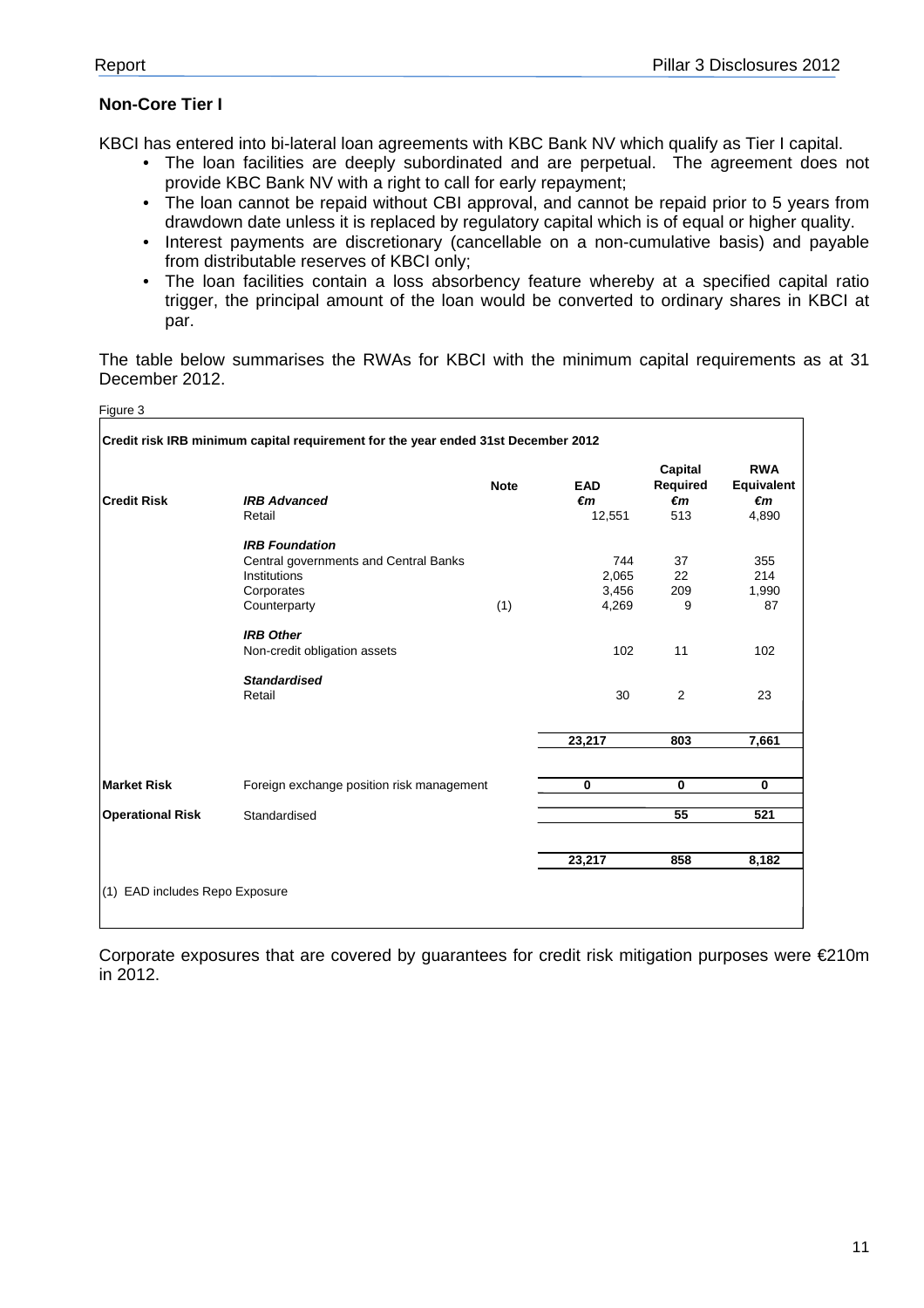**Non-Core Tier I**

KBCI has entered into bi-lateral loan agreements with KBC Bank NV which qualify as Tier I capital.

- The loan facilities are deeply subordinated and are perpetual. The agreement does not provide KBC Bank NV with a right to call for early repayment;
- The loan cannot be repaid without CBI approval, and cannot be repaid prior to 5 years from drawdown date unless it is replaced by regulatory capital which is of equal or higher quality.
- Interest payments are discretionary (cancellable on a non-cumulative basis) and payable from distributable reserves of KBCI only;
- The loan facilities contain a loss absorbency feature whereby at a specified capital ratio trigger, the principal amount of the loan would be converted to ordinary shares in KBCI at par.

The table below summarises the RWAs for KBCI with the minimum capital requirements as at 31 December 2012.

Figure 3

**Credit risk IRB minimum capital requirement for the year ended 31st December 2012**

| | | Note | EAD €m | Capital Required €m | RWA Equivalent €m |
|---|---|---|---|---|---|
| **Credit Risk** | ***IRB Advanced*** | | | | |
| | Retail | | 12,551 | 513 | 4,890 |
| | ***IRB Foundation*** | | | | |
| | Central governments and Central Banks | | 744 | 37 | 355 |
| | Institutions | | 2,065 | 22 | 214 |
| | Corporates | | 3,456 | 209 | 1,990 |
| | Counterparty | (1) | 4,269 | 9 | 87 |
| | ***IRB Other*** | | | | |
| | Non-credit obligation assets | | 102 | 11 | 102 |
| | ***Standardised*** | | | | |
| | Retail | | 30 | 2 | 23 |
| | | | **23,217** | **803** | **7,661** |
| **Market Risk** | Foreign exchange position risk management | | **0** | **0** | **0** |
| **Operational Risk** | Standardised | | | **55** | **521** |
| | | | **23,217** | **858** | **8,182** |

(1) EAD includes Repo Exposure

Corporate exposures that are covered by guarantees for credit risk mitigation purposes were €210m in 2012.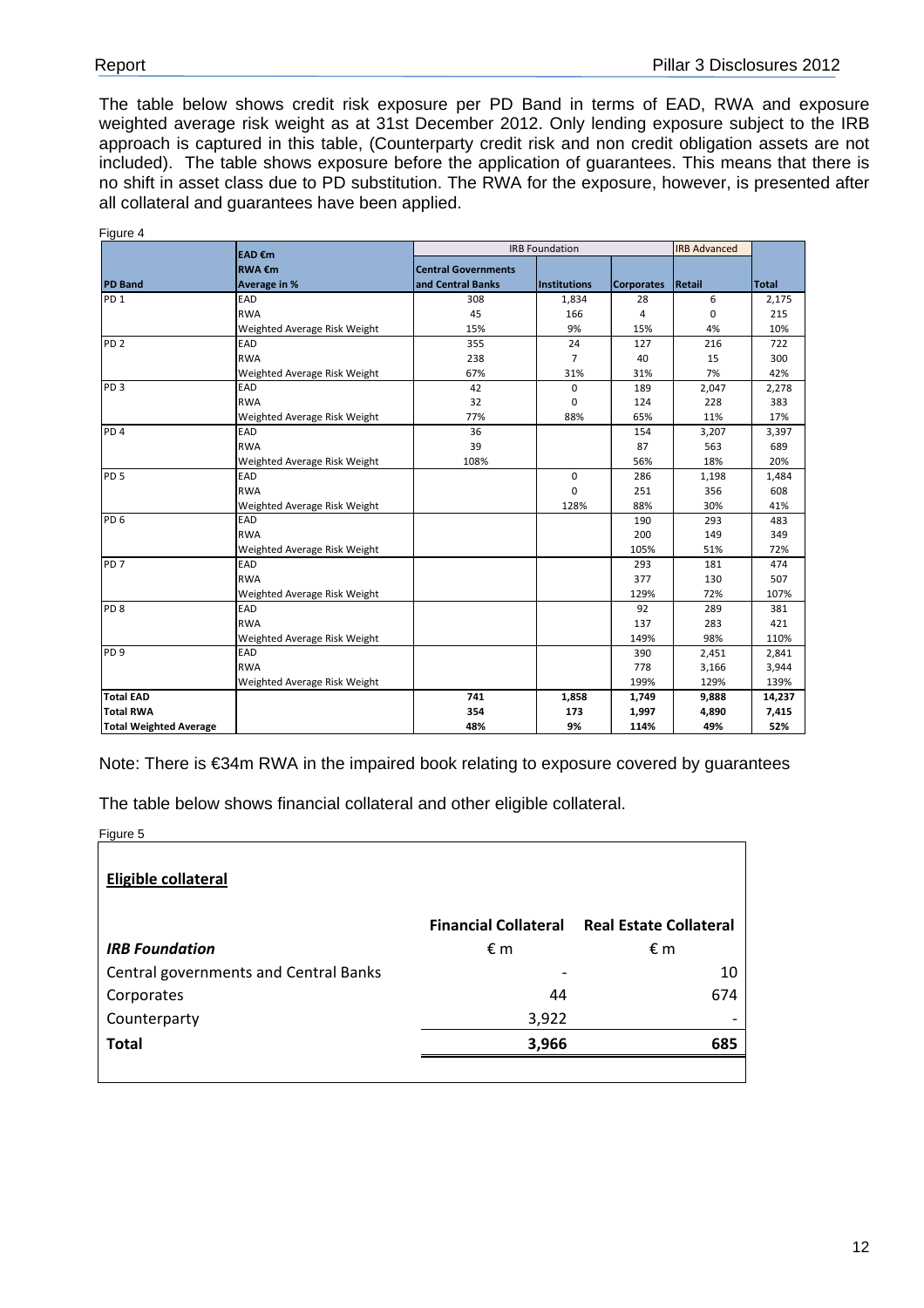The table below shows credit risk exposure per PD Band in terms of EAD, RWA and exposure weighted average risk weight as at 31st December 2012. Only lending exposure subject to the IRB approach is captured in this table, (Counterparty credit risk and non credit obligation assets are not included). The table shows exposure before the application of guarantees. This means that there is no shift in asset class due to PD substitution. The RWA for the exposure, however, is presented after all collateral and guarantees have been applied.

Figure 4

| | EAD €m | IRB Foundation | | | IRB Advanced | |
|---|---|---|---|---|---|---|
| PD Band | RWA €m Average in % | Central Governments and Central Banks | Institutions | Corporates | Retail | Total |
| PD 1 | EAD | 308 | 1,834 | 28 | 6 | 2,175 |
| | RWA | 45 | 166 | 4 | 0 | 215 |
| | Weighted Average Risk Weight | 15% | 9% | 15% | 4% | 10% |
| PD 2 | EAD | 355 | 24 | 127 | 216 | 722 |
| | RWA | 238 | 7 | 40 | 15 | 300 |
| | Weighted Average Risk Weight | 67% | 31% | 31% | 7% | 42% |
| PD 3 | EAD | 42 | 0 | 189 | 2,047 | 2,278 |
| | RWA | 32 | 0 | 124 | 228 | 383 |
| | Weighted Average Risk Weight | 77% | 88% | 65% | 11% | 17% |
| PD 4 | EAD | 36 | | 154 | 3,207 | 3,397 |
| | RWA | 39 | | 87 | 563 | 689 |
| | Weighted Average Risk Weight | 108% | | 56% | 18% | 20% |
| PD 5 | EAD | | 0 | 286 | 1,198 | 1,484 |
| | RWA | | 0 | 251 | 356 | 608 |
| | Weighted Average Risk Weight | | 128% | 88% | 30% | 41% |
| PD 6 | EAD | | | 190 | 293 | 483 |
| | RWA | | | 200 | 149 | 349 |
| | Weighted Average Risk Weight | | | 105% | 51% | 72% |
| PD 7 | EAD | | | 293 | 181 | 474 |
| | RWA | | | 377 | 130 | 507 |
| | Weighted Average Risk Weight | | | 129% | 72% | 107% |
| PD 8 | EAD | | | 92 | 289 | 381 |
| | RWA | | | 137 | 283 | 421 |
| | Weighted Average Risk Weight | | | 149% | 98% | 110% |
| PD 9 | EAD | | | 390 | 2,451 | 2,841 |
| | RWA | | | 778 | 3,166 | 3,944 |
| | Weighted Average Risk Weight | | | 199% | 129% | 139% |
| **Total EAD** | | **741** | **1,858** | **1,749** | **9,888** | **14,237** |
| **Total RWA** | | **354** | **173** | **1,997** | **4,890** | **7,415** |
| **Total Weighted Average** | | **48%** | **9%** | **114%** | **49%** | **52%** |

Note: There is €34m RWA in the impaired book relating to exposure covered by guarantees

The table below shows financial collateral and other eligible collateral.

Figure 5

**Eligible collateral**

| | Financial Collateral | Real Estate Collateral |
|---|---|---|
| ***IRB Foundation*** | € m | € m |
| Central governments and Central Banks | - | 10 |
| Corporates | 44 | 674 |
| Counterparty | 3,922 | - |
| **Total** | **3,966** | **685** |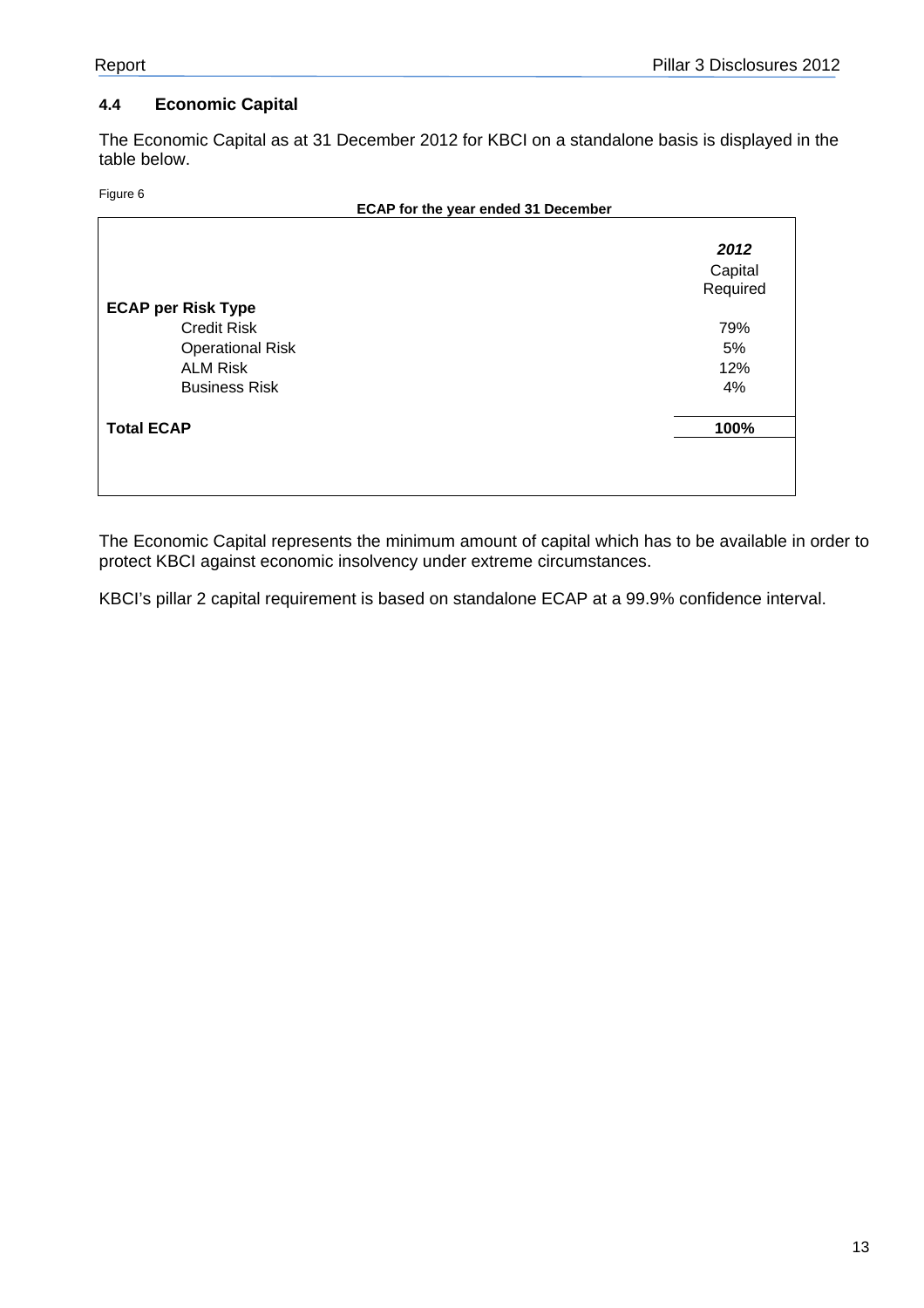### 4.4 Economic Capital

The Economic Capital as at 31 December 2012 for KBCI on a standalone basis is displayed in the table below.

Figure 6

**ECAP for the year ended 31 December**

| | ***2012*** Capital Required |
|---|---|
| **ECAP per Risk Type** | |
| Credit Risk | 79% |
| Operational Risk | 5% |
| ALM Risk | 12% |
| Business Risk | 4% |
| **Total ECAP** | **100%** |

The Economic Capital represents the minimum amount of capital which has to be available in order to protect KBCI against economic insolvency under extreme circumstances.

KBCI's pillar 2 capital requirement is based on standalone ECAP at a 99.9% confidence interval.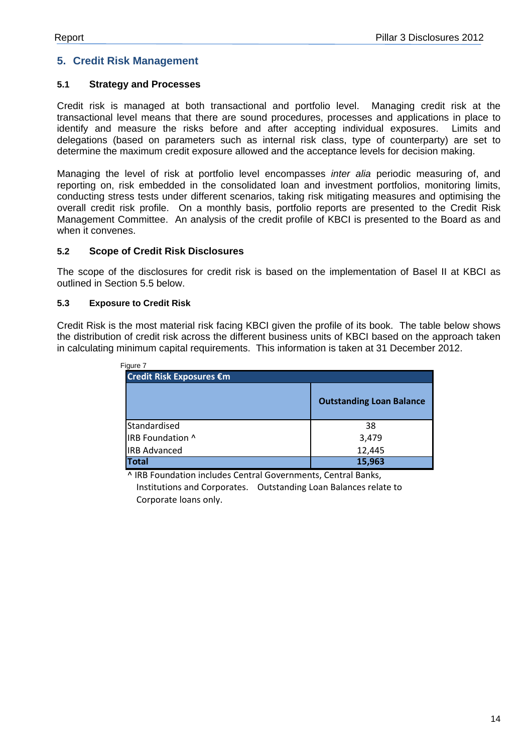## 5. Credit Risk Management

### 5.1 Strategy and Processes

Credit risk is managed at both transactional and portfolio level. Managing credit risk at the transactional level means that there are sound procedures, processes and applications in place to identify and measure the risks before and after accepting individual exposures. Limits and delegations (based on parameters such as internal risk class, type of counterparty) are set to determine the maximum credit exposure allowed and the acceptance levels for decision making.

Managing the level of risk at portfolio level encompasses *inter alia* periodic measuring of, and reporting on, risk embedded in the consolidated loan and investment portfolios, monitoring limits, conducting stress tests under different scenarios, taking risk mitigating measures and optimising the overall credit risk profile. On a monthly basis, portfolio reports are presented to the Credit Risk Management Committee. An analysis of the credit profile of KBCI is presented to the Board as and when it convenes.

### 5.2 Scope of Credit Risk Disclosures

The scope of the disclosures for credit risk is based on the implementation of Basel II at KBCI as outlined in Section 5.5 below.

### 5.3 Exposure to Credit Risk

Credit Risk is the most material risk facing KBCI given the profile of its book. The table below shows the distribution of credit risk across the different business units of KBCI based on the approach taken in calculating minimum capital requirements. This information is taken at 31 December 2012.

Figure 7

| Credit Risk Exposures €m | Outstanding Loan Balance |
|---|---|
| Standardised | 38 |
| IRB Foundation ^ | 3,479 |
| IRB Advanced | 12,445 |
| **Total** | **15,963** |

^ IRB Foundation includes Central Governments, Central Banks, Institutions and Corporates. Outstanding Loan Balances relate to Corporate loans only.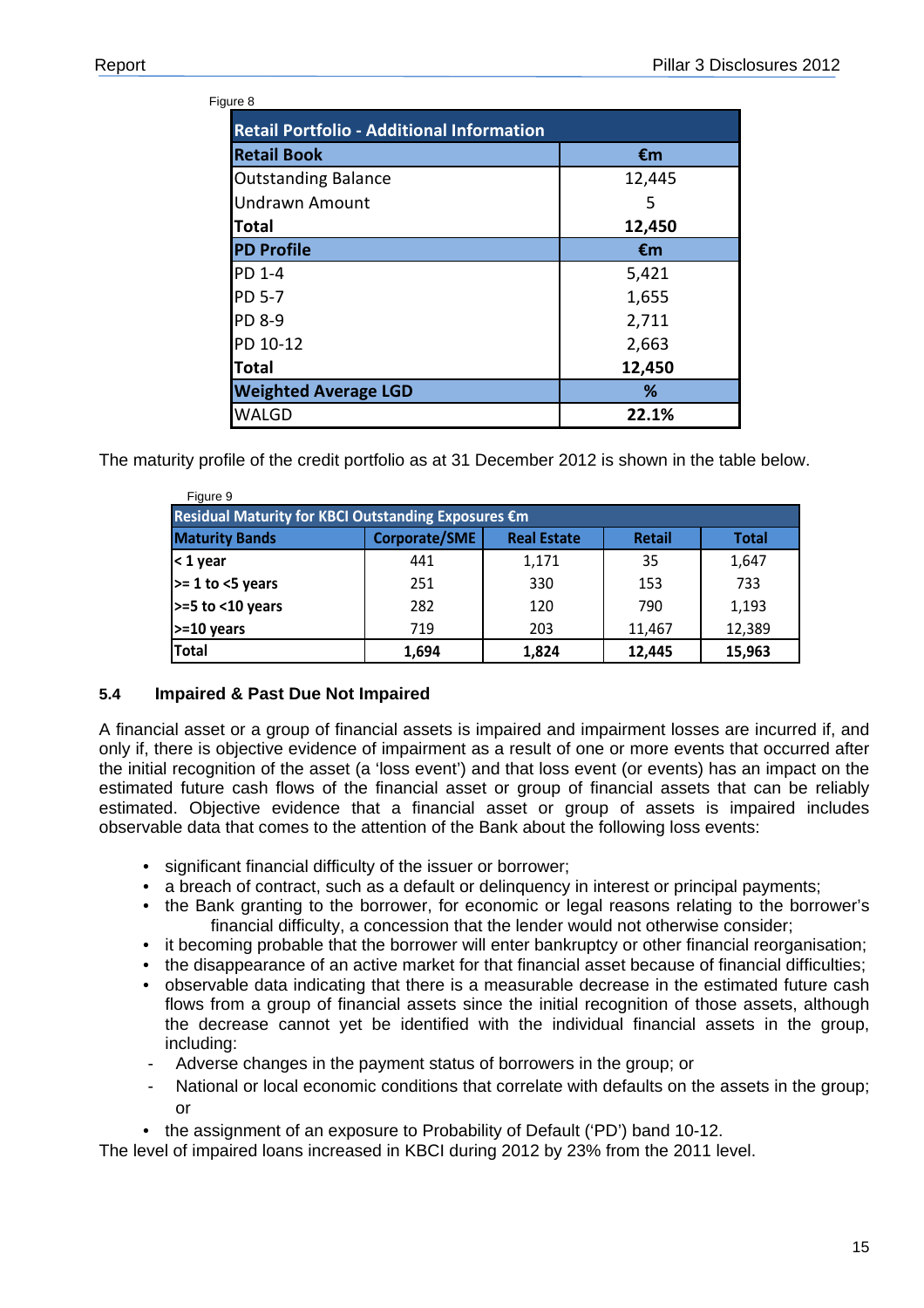Figure 8

| Retail Portfolio - Additional Information | |
|---|---|
| **Retail Book** | **€m** |
| Outstanding Balance | 12,445 |
| Undrawn Amount | 5 |
| **Total** | **12,450** |
| **PD Profile** | **€m** |
| PD 1-4 | 5,421 |
| PD 5-7 | 1,655 |
| PD 8-9 | 2,711 |
| PD 10-12 | 2,663 |
| **Total** | **12,450** |
| **Weighted Average LGD** | **%** |
| WALGD | **22.1%** |

The maturity profile of the credit portfolio as at 31 December 2012 is shown in the table below.

Figure 9

| Residual Maturity for KBCI Outstanding Exposures €m | | | | |
|---|---|---|---|---|
| **Maturity Bands** | **Corporate/SME** | **Real Estate** | **Retail** | **Total** |
| **< 1 year** | 441 | 1,171 | 35 | 1,647 |
| **>= 1 to <5 years** | 251 | 330 | 153 | 733 |
| **>=5 to <10 years** | 282 | 120 | 790 | 1,193 |
| **>=10 years** | 719 | 203 | 11,467 | 12,389 |
| **Total** | **1,694** | **1,824** | **12,445** | **15,963** |

### 5.4 Impaired & Past Due Not Impaired

A financial asset or a group of financial assets is impaired and impairment losses are incurred if, and only if, there is objective evidence of impairment as a result of one or more events that occurred after the initial recognition of the asset (a 'loss event') and that loss event (or events) has an impact on the estimated future cash flows of the financial asset or group of financial assets that can be reliably estimated. Objective evidence that a financial asset or group of assets is impaired includes observable data that comes to the attention of the Bank about the following loss events:

- significant financial difficulty of the issuer or borrower;
- a breach of contract, such as a default or delinquency in interest or principal payments;
- the Bank granting to the borrower, for economic or legal reasons relating to the borrower's financial difficulty, a concession that the lender would not otherwise consider;
- it becoming probable that the borrower will enter bankruptcy or other financial reorganisation;
- the disappearance of an active market for that financial asset because of financial difficulties;
- observable data indicating that there is a measurable decrease in the estimated future cash flows from a group of financial assets since the initial recognition of those assets, although the decrease cannot yet be identified with the individual financial assets in the group, including:
  - Adverse changes in the payment status of borrowers in the group; or
  - National or local economic conditions that correlate with defaults on the assets in the group; or
- the assignment of an exposure to Probability of Default ('PD') band 10-12.

The level of impaired loans increased in KBCI during 2012 by 23% from the 2011 level.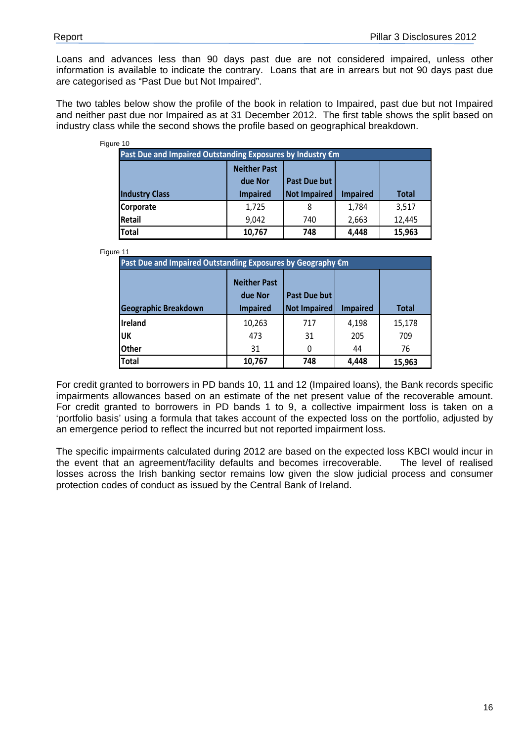Loans and advances less than 90 days past due are not considered impaired, unless other information is available to indicate the contrary. Loans that are in arrears but not 90 days past due are categorised as "Past Due but Not Impaired".

The two tables below show the profile of the book in relation to Impaired, past due but not Impaired and neither past due nor Impaired as at 31 December 2012. The first table shows the split based on industry class while the second shows the profile based on geographical breakdown.

Figure 10

**Past Due and Impaired Outstanding Exposures by Industry €m**

| Industry Class | Neither Past due Nor Impaired | Past Due but Not Impaired | Impaired | Total |
|---|---|---|---|---|
| **Corporate** | 1,725 | 8 | 1,784 | 3,517 |
| **Retail** | 9,042 | 740 | 2,663 | 12,445 |
| **Total** | **10,767** | **748** | **4,448** | **15,963** |

Figure 11

**Past Due and Impaired Outstanding Exposures by Geography €m**

| Geographic Breakdown | Neither Past due Nor Impaired | Past Due but Not Impaired | Impaired | Total |
|---|---|---|---|---|
| **Ireland** | 10,263 | 717 | 4,198 | 15,178 |
| **UK** | 473 | 31 | 205 | 709 |
| **Other** | 31 | 0 | 44 | 76 |
| **Total** | **10,767** | **748** | **4,448** | **15,963** |

For credit granted to borrowers in PD bands 10, 11 and 12 (Impaired loans), the Bank records specific impairments allowances based on an estimate of the net present value of the recoverable amount. For credit granted to borrowers in PD bands 1 to 9, a collective impairment loss is taken on a 'portfolio basis' using a formula that takes account of the expected loss on the portfolio, adjusted by an emergence period to reflect the incurred but not reported impairment loss.

The specific impairments calculated during 2012 are based on the expected loss KBCI would incur in the event that an agreement/facility defaults and becomes irrecoverable. The level of realised losses across the Irish banking sector remains low given the slow judicial process and consumer protection codes of conduct as issued by the Central Bank of Ireland.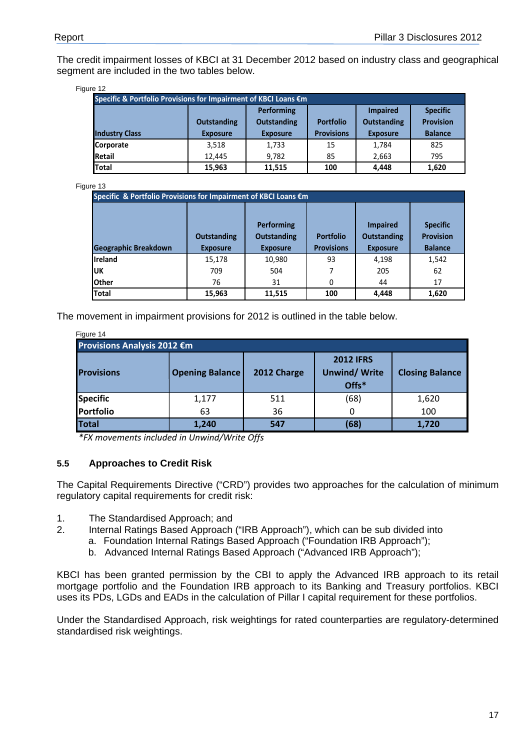The credit impairment losses of KBCI at 31 December 2012 based on industry class and geographical segment are included in the two tables below.

Figure 12

| Specific & Portfolio Provisions for Impairment of KBCI Loans €m | | | | | |
|---|---|---|---|---|---|
| **Industry Class** | **Outstanding Exposure** | **Performing Outstanding Exposure** | **Portfolio Provisions** | **Impaired Outstanding Exposure** | **Specific Provision Balance** |
| **Corporate** | 3,518 | 1,733 | 15 | 1,784 | 825 |
| **Retail** | 12,445 | 9,782 | 85 | 2,663 | 795 |
| **Total** | **15,963** | **11,515** | **100** | **4,448** | **1,620** |

Figure 13

| Specific & Portfolio Provisions for Impairment of KBCI Loans €m | | | | | |
|---|---|---|---|---|---|
| **Geographic Breakdown** | **Outstanding Exposure** | **Performing Outstanding Exposure** | **Portfolio Provisions** | **Impaired Outstanding Exposure** | **Specific Provision Balance** |
| **Ireland** | 15,178 | 10,980 | 93 | 4,198 | 1,542 |
| **UK** | 709 | 504 | 7 | 205 | 62 |
| **Other** | 76 | 31 | 0 | 44 | 17 |
| **Total** | **15,963** | **11,515** | **100** | **4,448** | **1,620** |

The movement in impairment provisions for 2012 is outlined in the table below.

Figure 14

| Provisions Analysis 2012 €m | | | | |
|---|---|---|---|---|
| **Provisions** | **Opening Balance** | **2012 Charge** | **2012 IFRS Unwind/ Write Offs*** | **Closing Balance** |
| **Specific** | 1,177 | 511 | (68) | 1,620 |
| **Portfolio** | 63 | 36 | 0 | 100 |
| **Total** | **1,240** | **547** | **(68)** | **1,720** |

*\*FX movements included in Unwind/Write Offs*

### 5.5 Approaches to Credit Risk

The Capital Requirements Directive ("CRD") provides two approaches for the calculation of minimum regulatory capital requirements for credit risk:

1. The Standardised Approach; and
2. Internal Ratings Based Approach ("IRB Approach"), which can be sub divided into
   a. Foundation Internal Ratings Based Approach ("Foundation IRB Approach");
   b. Advanced Internal Ratings Based Approach ("Advanced IRB Approach");

KBCI has been granted permission by the CBI to apply the Advanced IRB approach to its retail mortgage portfolio and the Foundation IRB approach to its Banking and Treasury portfolios. KBCI uses its PDs, LGDs and EADs in the calculation of Pillar I capital requirement for these portfolios.

Under the Standardised Approach, risk weightings for rated counterparties are regulatory-determined standardised risk weightings.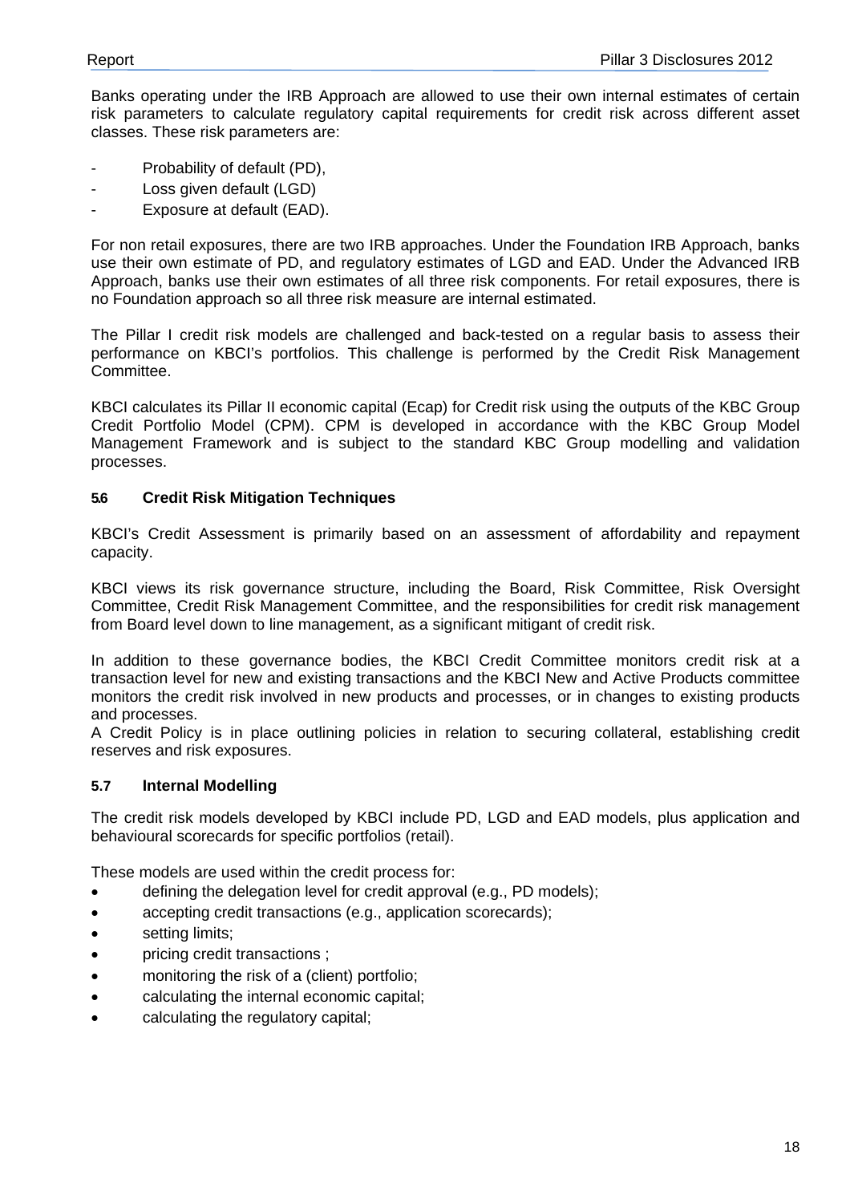Banks operating under the IRB Approach are allowed to use their own internal estimates of certain risk parameters to calculate regulatory capital requirements for credit risk across different asset classes. These risk parameters are:

- Probability of default (PD),
- Loss given default (LGD)
- Exposure at default (EAD).

For non retail exposures, there are two IRB approaches. Under the Foundation IRB Approach, banks use their own estimate of PD, and regulatory estimates of LGD and EAD. Under the Advanced IRB Approach, banks use their own estimates of all three risk components. For retail exposures, there is no Foundation approach so all three risk measure are internal estimated.

The Pillar I credit risk models are challenged and back-tested on a regular basis to assess their performance on KBCI's portfolios. This challenge is performed by the Credit Risk Management Committee.

KBCI calculates its Pillar II economic capital (Ecap) for Credit risk using the outputs of the KBC Group Credit Portfolio Model (CPM). CPM is developed in accordance with the KBC Group Model Management Framework and is subject to the standard KBC Group modelling and validation processes.

### 5.6 Credit Risk Mitigation Techniques

KBCI's Credit Assessment is primarily based on an assessment of affordability and repayment capacity.

KBCI views its risk governance structure, including the Board, Risk Committee, Risk Oversight Committee, Credit Risk Management Committee, and the responsibilities for credit risk management from Board level down to line management, as a significant mitigant of credit risk.

In addition to these governance bodies, the KBCI Credit Committee monitors credit risk at a transaction level for new and existing transactions and the KBCI New and Active Products committee monitors the credit risk involved in new products and processes, or in changes to existing products and processes.
A Credit Policy is in place outlining policies in relation to securing collateral, establishing credit reserves and risk exposures.

### 5.7 Internal Modelling

The credit risk models developed by KBCI include PD, LGD and EAD models, plus application and behavioural scorecards for specific portfolios (retail).

These models are used within the credit process for:

- defining the delegation level for credit approval (e.g., PD models);
- accepting credit transactions (e.g., application scorecards);
- setting limits;
- pricing credit transactions ;
- monitoring the risk of a (client) portfolio;
- calculating the internal economic capital;
- calculating the regulatory capital;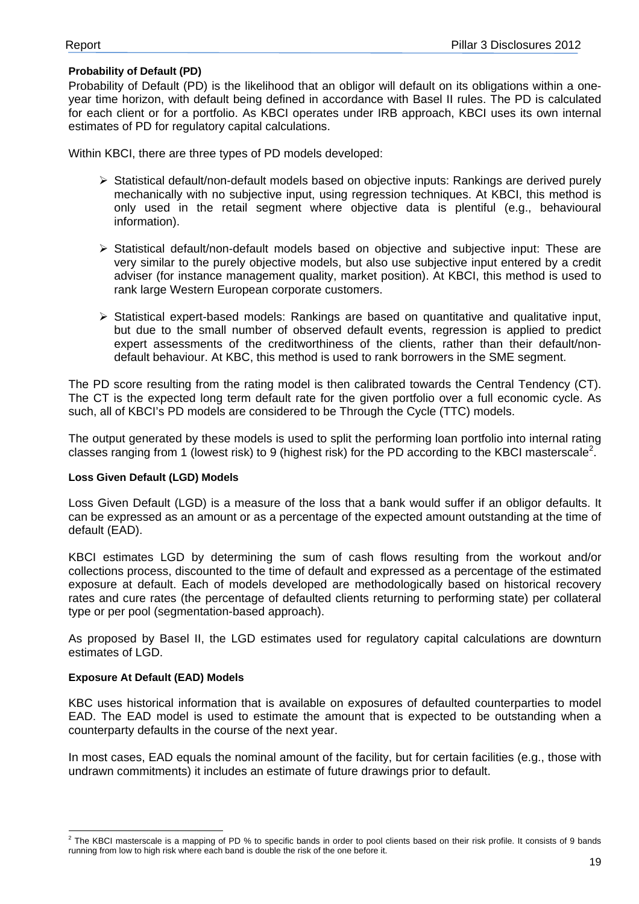#### Probability of Default (PD)

Probability of Default (PD) is the likelihood that an obligor will default on its obligations within a one-year time horizon, with default being defined in accordance with Basel II rules. The PD is calculated for each client or for a portfolio. As KBCI operates under IRB approach, KBCI uses its own internal estimates of PD for regulatory capital calculations.

Within KBCI, there are three types of PD models developed:

- Statistical default/non-default models based on objective inputs: Rankings are derived purely mechanically with no subjective input, using regression techniques. At KBCI, this method is only used in the retail segment where objective data is plentiful (e.g., behavioural information).
- Statistical default/non-default models based on objective and subjective input: These are very similar to the purely objective models, but also use subjective input entered by a credit adviser (for instance management quality, market position). At KBCI, this method is used to rank large Western European corporate customers.
- Statistical expert-based models: Rankings are based on quantitative and qualitative input, but due to the small number of observed default events, regression is applied to predict expert assessments of the creditworthiness of the clients, rather than their default/non-default behaviour. At KBC, this method is used to rank borrowers in the SME segment.

The PD score resulting from the rating model is then calibrated towards the Central Tendency (CT). The CT is the expected long term default rate for the given portfolio over a full economic cycle. As such, all of KBCI's PD models are considered to be Through the Cycle (TTC) models.

The output generated by these models is used to split the performing loan portfolio into internal rating classes ranging from 1 (lowest risk) to 9 (highest risk) for the PD according to the KBCI masterscale[2].

#### Loss Given Default (LGD) Models

Loss Given Default (LGD) is a measure of the loss that a bank would suffer if an obligor defaults. It can be expressed as an amount or as a percentage of the expected amount outstanding at the time of default (EAD).

KBCI estimates LGD by determining the sum of cash flows resulting from the workout and/or collections process, discounted to the time of default and expressed as a percentage of the estimated exposure at default. Each of models developed are methodologically based on historical recovery rates and cure rates (the percentage of defaulted clients returning to performing state) per collateral type or per pool (segmentation-based approach).

As proposed by Basel II, the LGD estimates used for regulatory capital calculations are downturn estimates of LGD.

#### Exposure At Default (EAD) Models

KBC uses historical information that is available on exposures of defaulted counterparties to model EAD. The EAD model is used to estimate the amount that is expected to be outstanding when a counterparty defaults in the course of the next year.

In most cases, EAD equals the nominal amount of the facility, but for certain facilities (e.g., those with undrawn commitments) it includes an estimate of future drawings prior to default.

[2] The KBCI masterscale is a mapping of PD % to specific bands in order to pool clients based on their risk profile. It consists of 9 bands running from low to high risk where each band is double the risk of the one before it.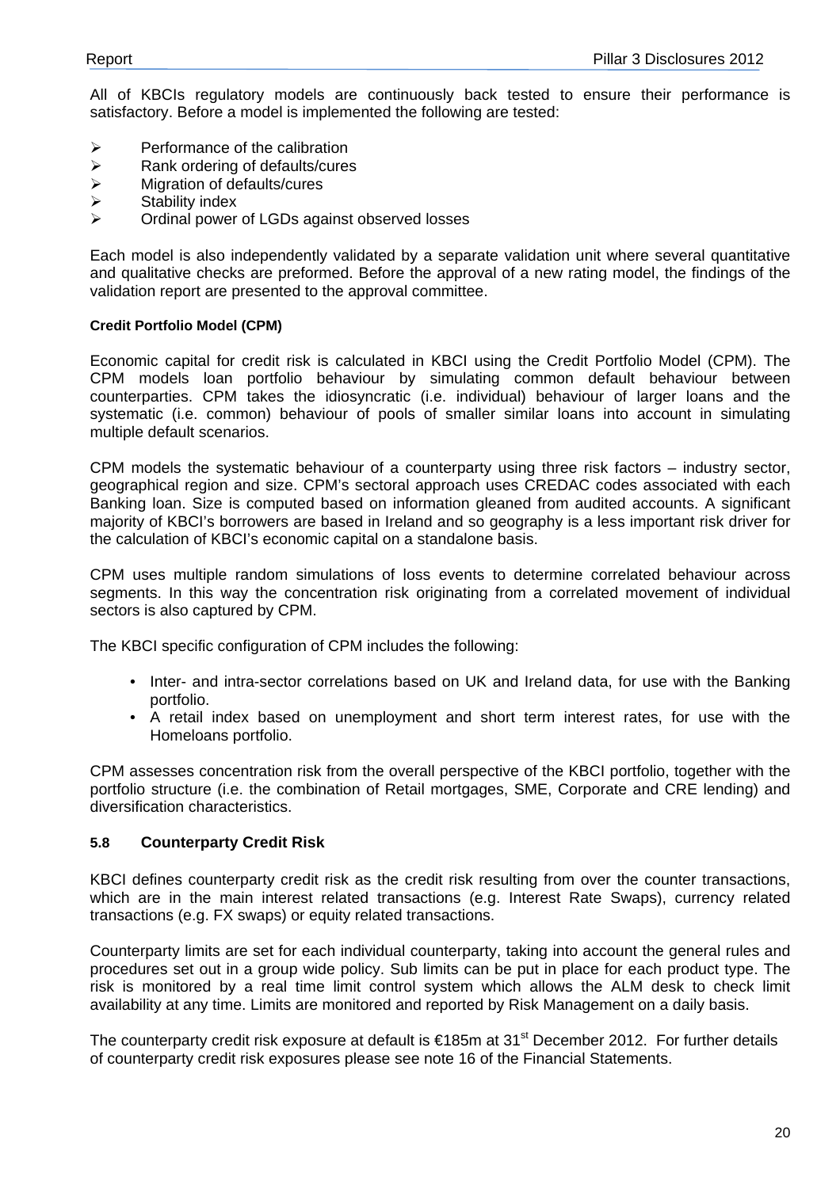All of KBCIs regulatory models are continuously back tested to ensure their performance is satisfactory. Before a model is implemented the following are tested:

- Performance of the calibration
- Rank ordering of defaults/cures
- Migration of defaults/cures
- Stability index
- Ordinal power of LGDs against observed losses

Each model is also independently validated by a separate validation unit where several quantitative and qualitative checks are preformed. Before the approval of a new rating model, the findings of the validation report are presented to the approval committee.

#### Credit Portfolio Model (CPM)

Economic capital for credit risk is calculated in KBCI using the Credit Portfolio Model (CPM). The CPM models loan portfolio behaviour by simulating common default behaviour between counterparties. CPM takes the idiosyncratic (i.e. individual) behaviour of larger loans and the systematic (i.e. common) behaviour of pools of smaller similar loans into account in simulating multiple default scenarios.

CPM models the systematic behaviour of a counterparty using three risk factors – industry sector, geographical region and size. CPM's sectoral approach uses CREDAC codes associated with each Banking loan. Size is computed based on information gleaned from audited accounts. A significant majority of KBCI's borrowers are based in Ireland and so geography is a less important risk driver for the calculation of KBCI's economic capital on a standalone basis.

CPM uses multiple random simulations of loss events to determine correlated behaviour across segments. In this way the concentration risk originating from a correlated movement of individual sectors is also captured by CPM.

The KBCI specific configuration of CPM includes the following:

- Inter- and intra-sector correlations based on UK and Ireland data, for use with the Banking portfolio.
- A retail index based on unemployment and short term interest rates, for use with the Homeloans portfolio.

CPM assesses concentration risk from the overall perspective of the KBCI portfolio, together with the portfolio structure (i.e. the combination of Retail mortgages, SME, Corporate and CRE lending) and diversification characteristics.

### 5.8 Counterparty Credit Risk

KBCI defines counterparty credit risk as the credit risk resulting from over the counter transactions, which are in the main interest related transactions (e.g. Interest Rate Swaps), currency related transactions (e.g. FX swaps) or equity related transactions.

Counterparty limits are set for each individual counterparty, taking into account the general rules and procedures set out in a group wide policy. Sub limits can be put in place for each product type. The risk is monitored by a real time limit control system which allows the ALM desk to check limit availability at any time. Limits are monitored and reported by Risk Management on a daily basis.

The counterparty credit risk exposure at default is €185m at 31st December 2012. For further details of counterparty credit risk exposures please see note 16 of the Financial Statements.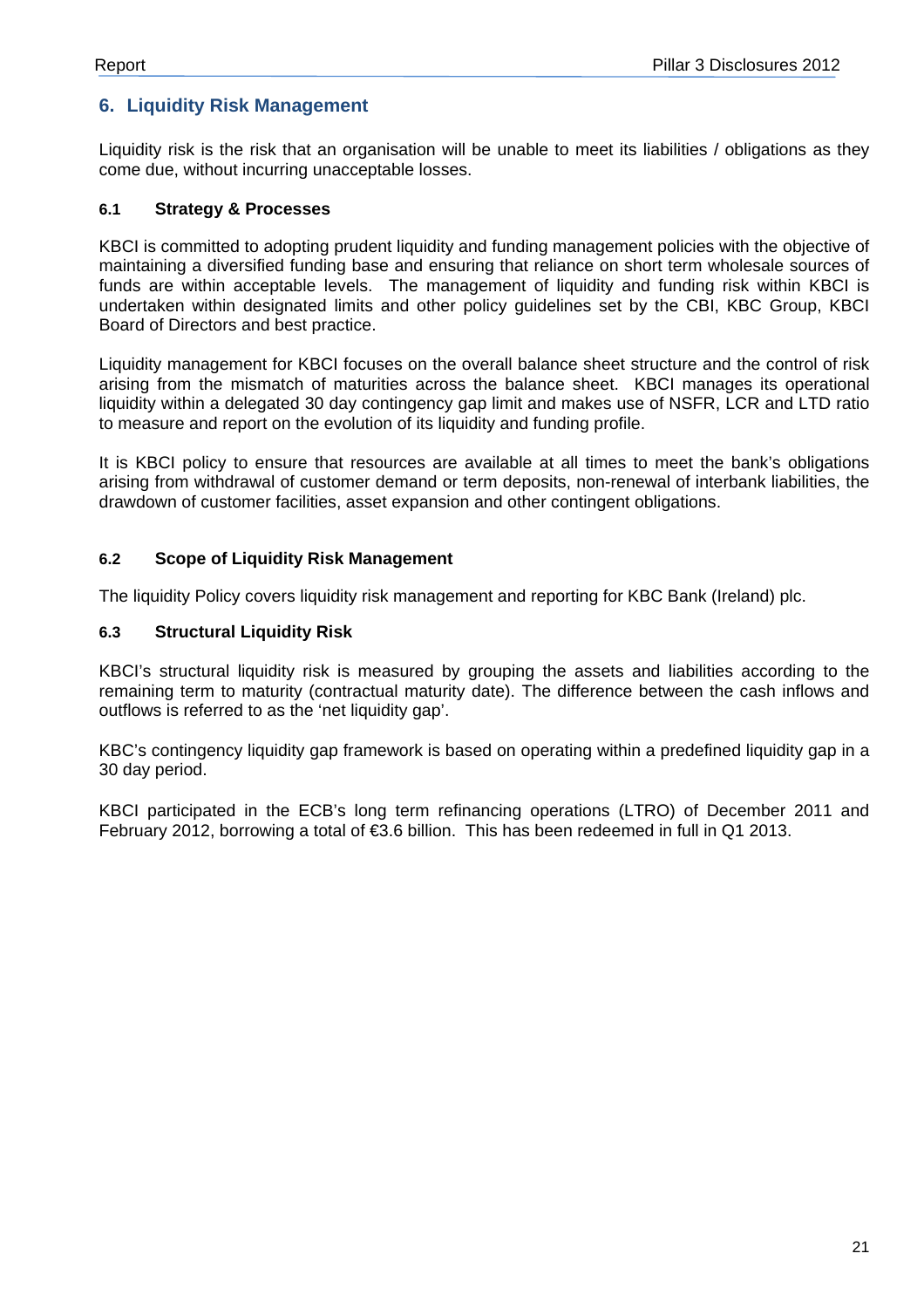## 6. Liquidity Risk Management

Liquidity risk is the risk that an organisation will be unable to meet its liabilities / obligations as they come due, without incurring unacceptable losses.

### 6.1 Strategy & Processes

KBCI is committed to adopting prudent liquidity and funding management policies with the objective of maintaining a diversified funding base and ensuring that reliance on short term wholesale sources of funds are within acceptable levels. The management of liquidity and funding risk within KBCI is undertaken within designated limits and other policy guidelines set by the CBI, KBC Group, KBCI Board of Directors and best practice.

Liquidity management for KBCI focuses on the overall balance sheet structure and the control of risk arising from the mismatch of maturities across the balance sheet. KBCI manages its operational liquidity within a delegated 30 day contingency gap limit and makes use of NSFR, LCR and LTD ratio to measure and report on the evolution of its liquidity and funding profile.

It is KBCI policy to ensure that resources are available at all times to meet the bank's obligations arising from withdrawal of customer demand or term deposits, non-renewal of interbank liabilities, the drawdown of customer facilities, asset expansion and other contingent obligations.

### 6.2 Scope of Liquidity Risk Management

The liquidity Policy covers liquidity risk management and reporting for KBC Bank (Ireland) plc.

### 6.3 Structural Liquidity Risk

KBCI's structural liquidity risk is measured by grouping the assets and liabilities according to the remaining term to maturity (contractual maturity date). The difference between the cash inflows and outflows is referred to as the 'net liquidity gap'.

KBC's contingency liquidity gap framework is based on operating within a predefined liquidity gap in a 30 day period.

KBCI participated in the ECB's long term refinancing operations (LTRO) of December 2011 and February 2012, borrowing a total of €3.6 billion. This has been redeemed in full in Q1 2013.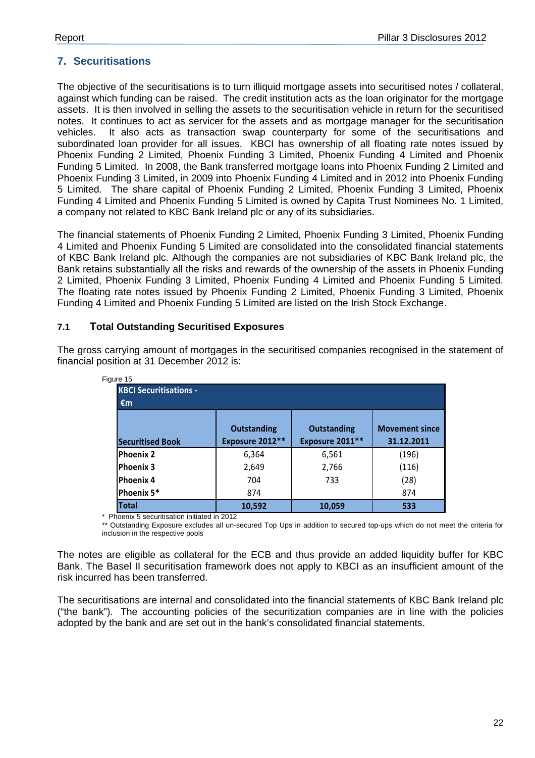## 7. Securitisations

The objective of the securitisations is to turn illiquid mortgage assets into securitised notes / collateral, against which funding can be raised. The credit institution acts as the loan originator for the mortgage assets. It is then involved in selling the assets to the securitisation vehicle in return for the securitised notes. It continues to act as servicer for the assets and as mortgage manager for the securitisation vehicles. It also acts as transaction swap counterparty for some of the securitisations and subordinated loan provider for all issues. KBCI has ownership of all floating rate notes issued by Phoenix Funding 2 Limited, Phoenix Funding 3 Limited, Phoenix Funding 4 Limited and Phoenix Funding 5 Limited. In 2008, the Bank transferred mortgage loans into Phoenix Funding 2 Limited and Phoenix Funding 3 Limited, in 2009 into Phoenix Funding 4 Limited and in 2012 into Phoenix Funding 5 Limited. The share capital of Phoenix Funding 2 Limited, Phoenix Funding 3 Limited, Phoenix Funding 4 Limited and Phoenix Funding 5 Limited is owned by Capita Trust Nominees No. 1 Limited, a company not related to KBC Bank Ireland plc or any of its subsidiaries.

The financial statements of Phoenix Funding 2 Limited, Phoenix Funding 3 Limited, Phoenix Funding 4 Limited and Phoenix Funding 5 Limited are consolidated into the consolidated financial statements of KBC Bank Ireland plc. Although the companies are not subsidiaries of KBC Bank Ireland plc, the Bank retains substantially all the risks and rewards of the ownership of the assets in Phoenix Funding 2 Limited, Phoenix Funding 3 Limited, Phoenix Funding 4 Limited and Phoenix Funding 5 Limited. The floating rate notes issued by Phoenix Funding 2 Limited, Phoenix Funding 3 Limited, Phoenix Funding 4 Limited and Phoenix Funding 5 Limited are listed on the Irish Stock Exchange.

### 7.1 Total Outstanding Securitised Exposures

The gross carrying amount of mortgages in the securitised companies recognised in the statement of financial position at 31 December 2012 is:

Figure 15

| KBCI Securitisations - €m | | | |
|---|---|---|---|
| **Securitised Book** | **Outstanding Exposure 2012**** | **Outstanding Exposure 2011**** | **Movement since 31.12.2011** |
| **Phoenix 2** | 6,364 | 6,561 | (196) |
| **Phoenix 3** | 2,649 | 2,766 | (116) |
| **Phoenix 4** | 704 | 733 | (28) |
| **Phoenix 5*** | 874 | | 874 |
| **Total** | **10,592** | **10,059** | **533** |

\* Phoenix 5 securitisation initiated in 2012

** Outstanding Exposure excludes all un-secured Top Ups in addition to secured top-ups which do not meet the criteria for inclusion in the respective pools

The notes are eligible as collateral for the ECB and thus provide an added liquidity buffer for KBC Bank. The Basel II securitisation framework does not apply to KBCI as an insufficient amount of the risk incurred has been transferred.

The securitisations are internal and consolidated into the financial statements of KBC Bank Ireland plc ("the bank"). The accounting policies of the securitization companies are in line with the policies adopted by the bank and are set out in the bank's consolidated financial statements.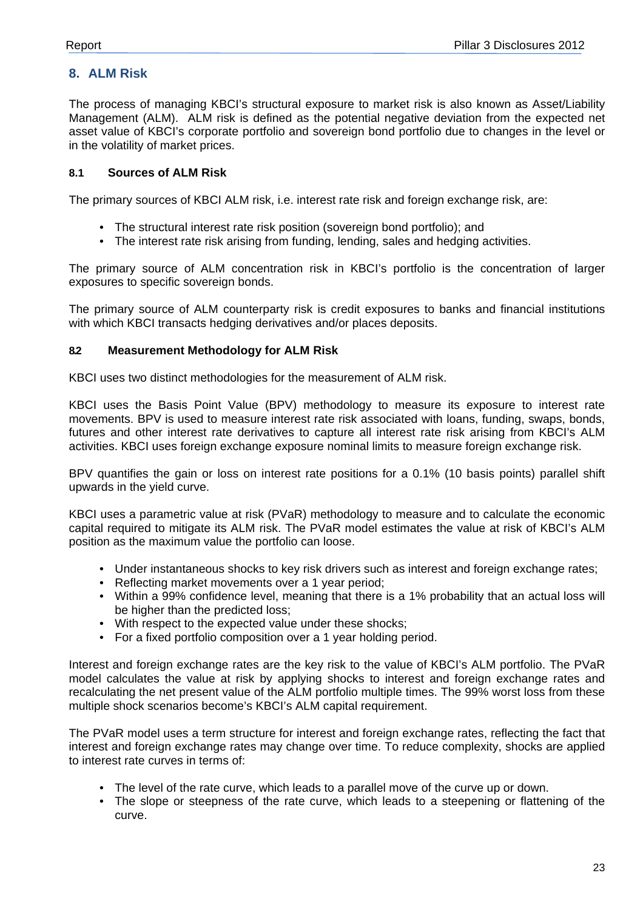## 8. ALM Risk

The process of managing KBCI's structural exposure to market risk is also known as Asset/Liability Management (ALM). ALM risk is defined as the potential negative deviation from the expected net asset value of KBCI's corporate portfolio and sovereign bond portfolio due to changes in the level or in the volatility of market prices.

### 8.1 Sources of ALM Risk

The primary sources of KBCI ALM risk, i.e. interest rate risk and foreign exchange risk, are:

- The structural interest rate risk position (sovereign bond portfolio); and
- The interest rate risk arising from funding, lending, sales and hedging activities.

The primary source of ALM concentration risk in KBCI's portfolio is the concentration of larger exposures to specific sovereign bonds.

The primary source of ALM counterparty risk is credit exposures to banks and financial institutions with which KBCI transacts hedging derivatives and/or places deposits.

### 8.2 Measurement Methodology for ALM Risk

KBCI uses two distinct methodologies for the measurement of ALM risk.

KBCI uses the Basis Point Value (BPV) methodology to measure its exposure to interest rate movements. BPV is used to measure interest rate risk associated with loans, funding, swaps, bonds, futures and other interest rate derivatives to capture all interest rate risk arising from KBCI's ALM activities. KBCI uses foreign exchange exposure nominal limits to measure foreign exchange risk.

BPV quantifies the gain or loss on interest rate positions for a 0.1% (10 basis points) parallel shift upwards in the yield curve.

KBCI uses a parametric value at risk (PVaR) methodology to measure and to calculate the economic capital required to mitigate its ALM risk. The PVaR model estimates the value at risk of KBCI's ALM position as the maximum value the portfolio can loose.

- Under instantaneous shocks to key risk drivers such as interest and foreign exchange rates;
- Reflecting market movements over a 1 year period;
- Within a 99% confidence level, meaning that there is a 1% probability that an actual loss will be higher than the predicted loss;
- With respect to the expected value under these shocks;
- For a fixed portfolio composition over a 1 year holding period.

Interest and foreign exchange rates are the key risk to the value of KBCI's ALM portfolio. The PVaR model calculates the value at risk by applying shocks to interest and foreign exchange rates and recalculating the net present value of the ALM portfolio multiple times. The 99% worst loss from these multiple shock scenarios become's KBCI's ALM capital requirement.

The PVaR model uses a term structure for interest and foreign exchange rates, reflecting the fact that interest and foreign exchange rates may change over time. To reduce complexity, shocks are applied to interest rate curves in terms of:

- The level of the rate curve, which leads to a parallel move of the curve up or down.
- The slope or steepness of the rate curve, which leads to a steepening or flattening of the curve.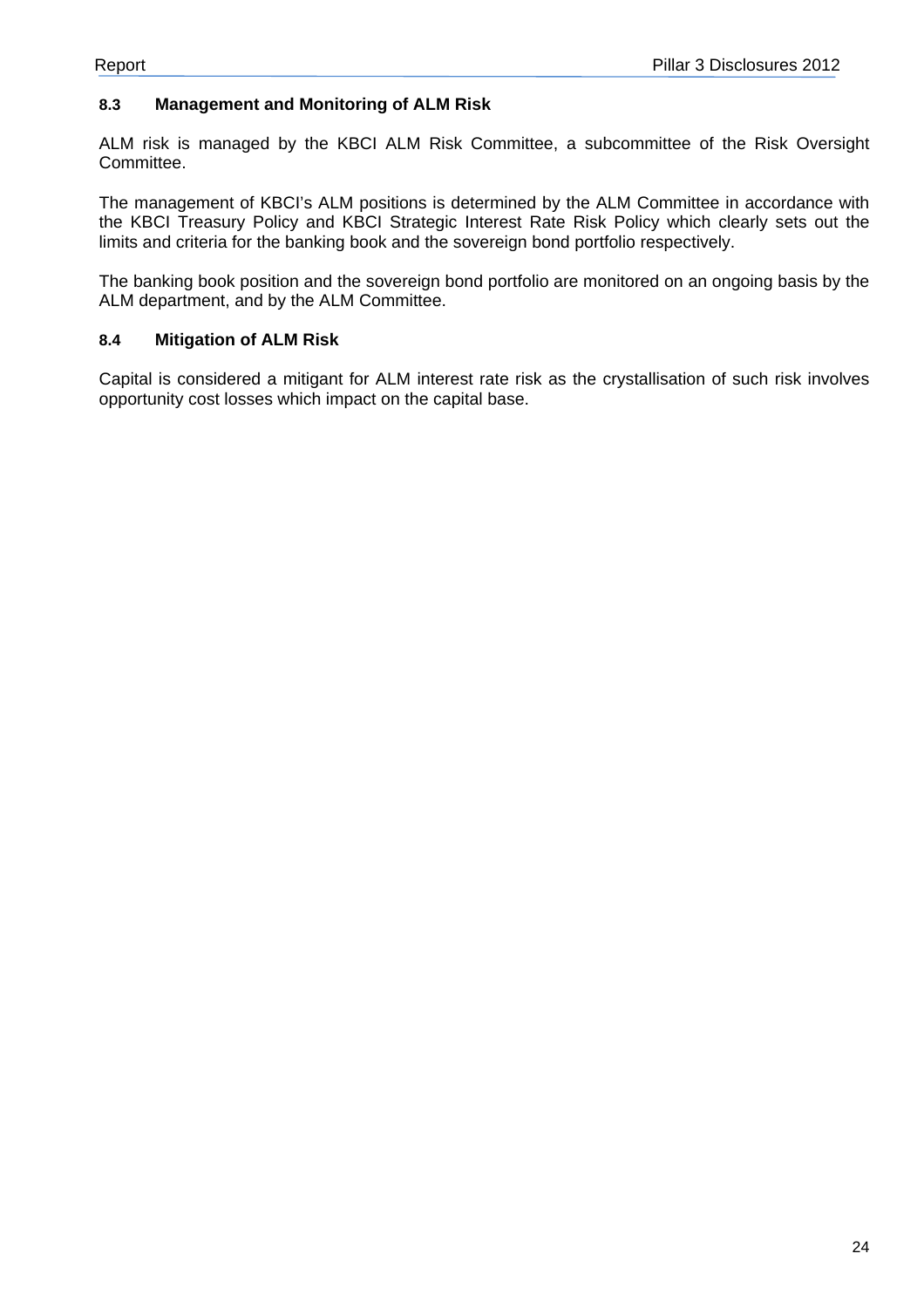### 8.3 Management and Monitoring of ALM Risk

ALM risk is managed by the KBCI ALM Risk Committee, a subcommittee of the Risk Oversight Committee.

The management of KBCI's ALM positions is determined by the ALM Committee in accordance with the KBCI Treasury Policy and KBCI Strategic Interest Rate Risk Policy which clearly sets out the limits and criteria for the banking book and the sovereign bond portfolio respectively.

The banking book position and the sovereign bond portfolio are monitored on an ongoing basis by the ALM department, and by the ALM Committee.

### 8.4 Mitigation of ALM Risk

Capital is considered a mitigant for ALM interest rate risk as the crystallisation of such risk involves opportunity cost losses which impact on the capital base.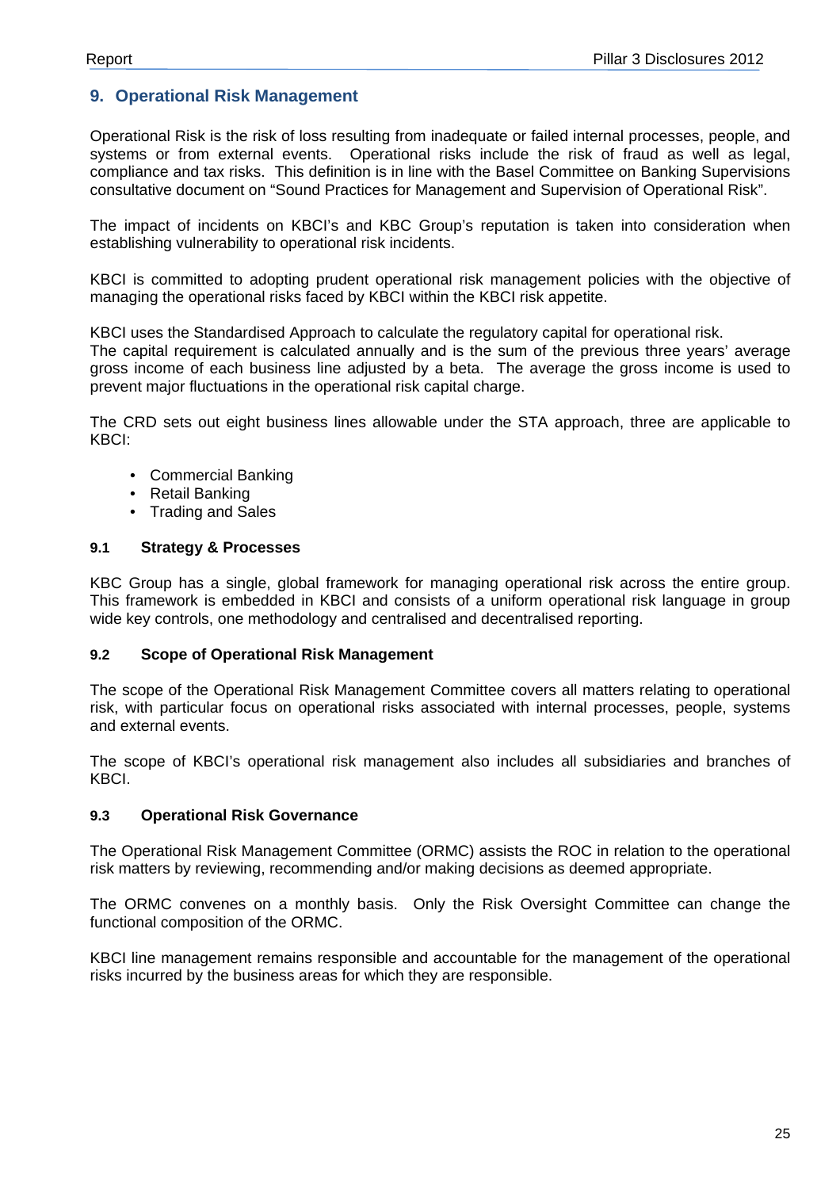## 9. Operational Risk Management

Operational Risk is the risk of loss resulting from inadequate or failed internal processes, people, and systems or from external events. Operational risks include the risk of fraud as well as legal, compliance and tax risks. This definition is in line with the Basel Committee on Banking Supervisions consultative document on “Sound Practices for Management and Supervision of Operational Risk”.

The impact of incidents on KBCI’s and KBC Group’s reputation is taken into consideration when establishing vulnerability to operational risk incidents.

KBCI is committed to adopting prudent operational risk management policies with the objective of managing the operational risks faced by KBCI within the KBCI risk appetite.

KBCI uses the Standardised Approach to calculate the regulatory capital for operational risk.
The capital requirement is calculated annually and is the sum of the previous three years’ average gross income of each business line adjusted by a beta. The average the gross income is used to prevent major fluctuations in the operational risk capital charge.

The CRD sets out eight business lines allowable under the STA approach, three are applicable to KBCI:

- Commercial Banking
- Retail Banking
- Trading and Sales

### 9.1 Strategy & Processes

KBC Group has a single, global framework for managing operational risk across the entire group. This framework is embedded in KBCI and consists of a uniform operational risk language in group wide key controls, one methodology and centralised and decentralised reporting.

### 9.2 Scope of Operational Risk Management

The scope of the Operational Risk Management Committee covers all matters relating to operational risk, with particular focus on operational risks associated with internal processes, people, systems and external events.

The scope of KBCI’s operational risk management also includes all subsidiaries and branches of KBCI.

### 9.3 Operational Risk Governance

The Operational Risk Management Committee (ORMC) assists the ROC in relation to the operational risk matters by reviewing, recommending and/or making decisions as deemed appropriate.

The ORMC convenes on a monthly basis. Only the Risk Oversight Committee can change the functional composition of the ORMC.

KBCI line management remains responsible and accountable for the management of the operational risks incurred by the business areas for which they are responsible.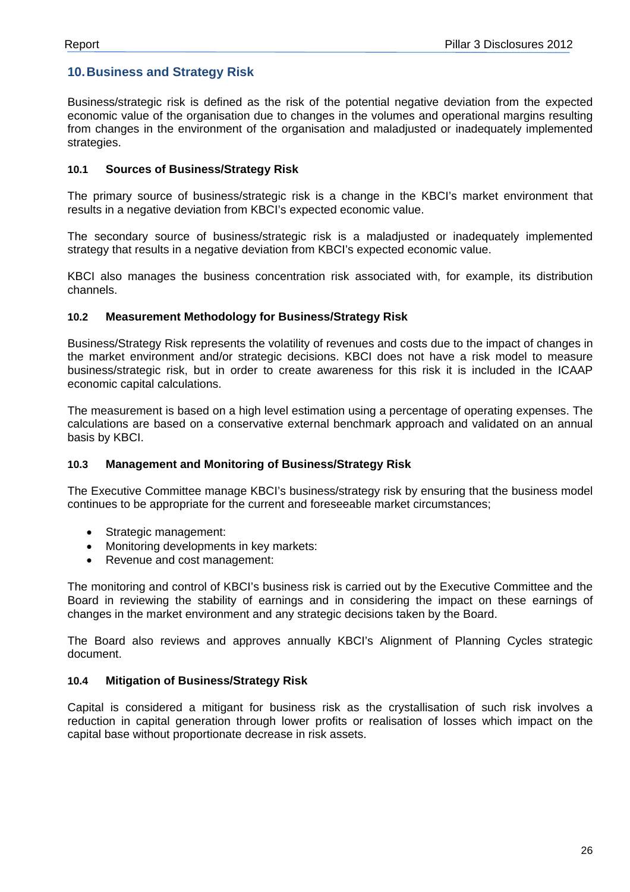## 10. Business and Strategy Risk

Business/strategic risk is defined as the risk of the potential negative deviation from the expected economic value of the organisation due to changes in the volumes and operational margins resulting from changes in the environment of the organisation and maladjusted or inadequately implemented strategies.

### 10.1 Sources of Business/Strategy Risk

The primary source of business/strategic risk is a change in the KBCI's market environment that results in a negative deviation from KBCI's expected economic value.

The secondary source of business/strategic risk is a maladjusted or inadequately implemented strategy that results in a negative deviation from KBCI's expected economic value.

KBCI also manages the business concentration risk associated with, for example, its distribution channels.

### 10.2 Measurement Methodology for Business/Strategy Risk

Business/Strategy Risk represents the volatility of revenues and costs due to the impact of changes in the market environment and/or strategic decisions. KBCI does not have a risk model to measure business/strategic risk, but in order to create awareness for this risk it is included in the ICAAP economic capital calculations.

The measurement is based on a high level estimation using a percentage of operating expenses. The calculations are based on a conservative external benchmark approach and validated on an annual basis by KBCI.

### 10.3 Management and Monitoring of Business/Strategy Risk

The Executive Committee manage KBCI's business/strategy risk by ensuring that the business model continues to be appropriate for the current and foreseeable market circumstances;

- Strategic management:
- Monitoring developments in key markets:
- Revenue and cost management:

The monitoring and control of KBCI's business risk is carried out by the Executive Committee and the Board in reviewing the stability of earnings and in considering the impact on these earnings of changes in the market environment and any strategic decisions taken by the Board.

The Board also reviews and approves annually KBCI's Alignment of Planning Cycles strategic document.

### 10.4 Mitigation of Business/Strategy Risk

Capital is considered a mitigant for business risk as the crystallisation of such risk involves a reduction in capital generation through lower profits or realisation of losses which impact on the capital base without proportionate decrease in risk assets.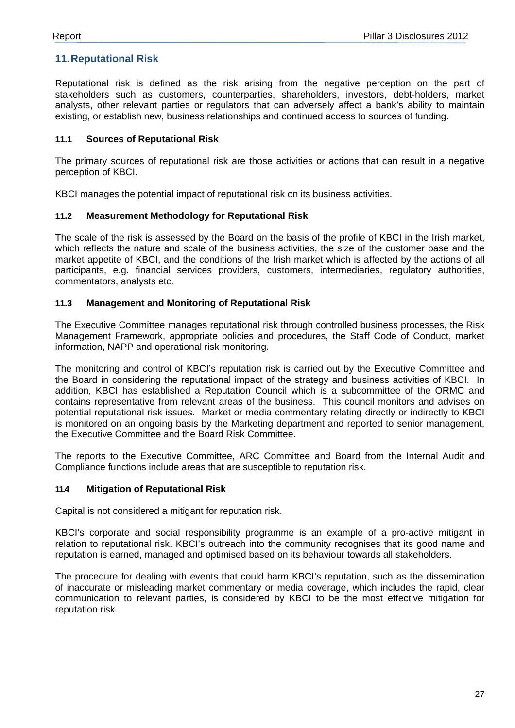## 11. Reputational Risk

Reputational risk is defined as the risk arising from the negative perception on the part of stakeholders such as customers, counterparties, shareholders, investors, debt-holders, market analysts, other relevant parties or regulators that can adversely affect a bank's ability to maintain existing, or establish new, business relationships and continued access to sources of funding.

### 11.1 Sources of Reputational Risk

The primary sources of reputational risk are those activities or actions that can result in a negative perception of KBCI.

KBCI manages the potential impact of reputational risk on its business activities.

### 11.2 Measurement Methodology for Reputational Risk

The scale of the risk is assessed by the Board on the basis of the profile of KBCI in the Irish market, which reflects the nature and scale of the business activities, the size of the customer base and the market appetite of KBCI, and the conditions of the Irish market which is affected by the actions of all participants, e.g. financial services providers, customers, intermediaries, regulatory authorities, commentators, analysts etc.

### 11.3 Management and Monitoring of Reputational Risk

The Executive Committee manages reputational risk through controlled business processes, the Risk Management Framework, appropriate policies and procedures, the Staff Code of Conduct, market information, NAPP and operational risk monitoring.

The monitoring and control of KBCI's reputation risk is carried out by the Executive Committee and the Board in considering the reputational impact of the strategy and business activities of KBCI. In addition, KBCI has established a Reputation Council which is a subcommittee of the ORMC and contains representative from relevant areas of the business. This council monitors and advises on potential reputational risk issues. Market or media commentary relating directly or indirectly to KBCI is monitored on an ongoing basis by the Marketing department and reported to senior management, the Executive Committee and the Board Risk Committee.

The reports to the Executive Committee, ARC Committee and Board from the Internal Audit and Compliance functions include areas that are susceptible to reputation risk.

### 11.4 Mitigation of Reputational Risk

Capital is not considered a mitigant for reputation risk.

KBCI's corporate and social responsibility programme is an example of a pro-active mitigant in relation to reputational risk. KBCI's outreach into the community recognises that its good name and reputation is earned, managed and optimised based on its behaviour towards all stakeholders.

The procedure for dealing with events that could harm KBCI's reputation, such as the dissemination of inaccurate or misleading market commentary or media coverage, which includes the rapid, clear communication to relevant parties, is considered by KBCI to be the most effective mitigation for reputation risk.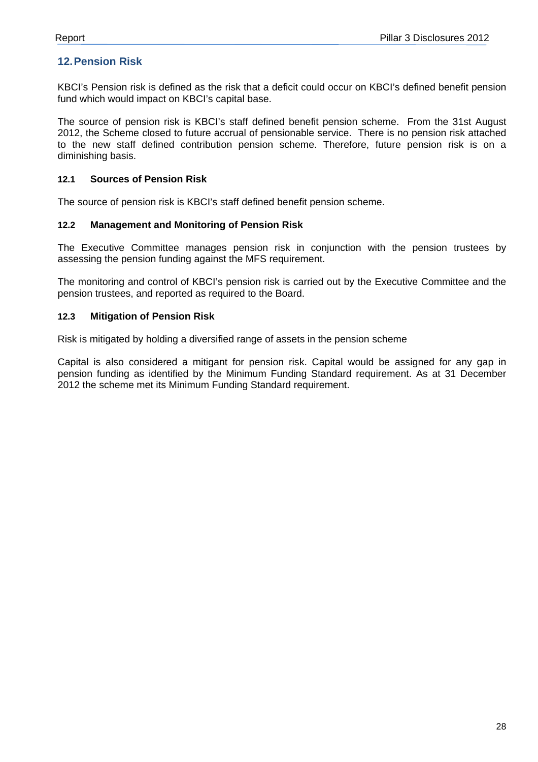## 12. Pension Risk

KBCI's Pension risk is defined as the risk that a deficit could occur on KBCI's defined benefit pension fund which would impact on KBCI's capital base.

The source of pension risk is KBCI's staff defined benefit pension scheme. From the 31st August 2012, the Scheme closed to future accrual of pensionable service. There is no pension risk attached to the new staff defined contribution pension scheme. Therefore, future pension risk is on a diminishing basis.

### 12.1 Sources of Pension Risk

The source of pension risk is KBCI's staff defined benefit pension scheme.

### 12.2 Management and Monitoring of Pension Risk

The Executive Committee manages pension risk in conjunction with the pension trustees by assessing the pension funding against the MFS requirement.

The monitoring and control of KBCI's pension risk is carried out by the Executive Committee and the pension trustees, and reported as required to the Board.

### 12.3 Mitigation of Pension Risk

Risk is mitigated by holding a diversified range of assets in the pension scheme

Capital is also considered a mitigant for pension risk. Capital would be assigned for any gap in pension funding as identified by the Minimum Funding Standard requirement. As at 31 December 2012 the scheme met its Minimum Funding Standard requirement.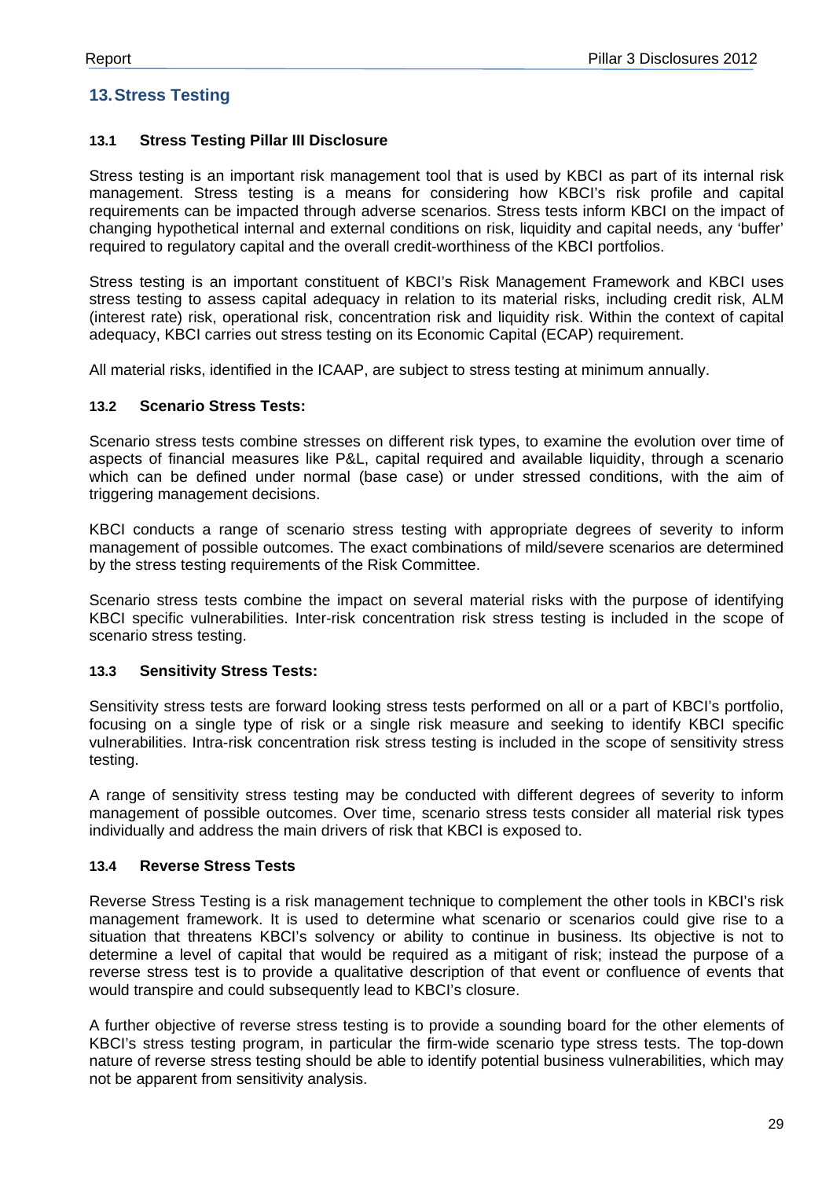## 13. Stress Testing

### 13.1 Stress Testing Pillar III Disclosure

Stress testing is an important risk management tool that is used by KBCI as part of its internal risk management. Stress testing is a means for considering how KBCI's risk profile and capital requirements can be impacted through adverse scenarios. Stress tests inform KBCI on the impact of changing hypothetical internal and external conditions on risk, liquidity and capital needs, any 'buffer' required to regulatory capital and the overall credit-worthiness of the KBCI portfolios.

Stress testing is an important constituent of KBCI's Risk Management Framework and KBCI uses stress testing to assess capital adequacy in relation to its material risks, including credit risk, ALM (interest rate) risk, operational risk, concentration risk and liquidity risk. Within the context of capital adequacy, KBCI carries out stress testing on its Economic Capital (ECAP) requirement.

All material risks, identified in the ICAAP, are subject to stress testing at minimum annually.

### 13.2 Scenario Stress Tests:

Scenario stress tests combine stresses on different risk types, to examine the evolution over time of aspects of financial measures like P&L, capital required and available liquidity, through a scenario which can be defined under normal (base case) or under stressed conditions, with the aim of triggering management decisions.

KBCI conducts a range of scenario stress testing with appropriate degrees of severity to inform management of possible outcomes. The exact combinations of mild/severe scenarios are determined by the stress testing requirements of the Risk Committee.

Scenario stress tests combine the impact on several material risks with the purpose of identifying KBCI specific vulnerabilities. Inter-risk concentration risk stress testing is included in the scope of scenario stress testing.

### 13.3 Sensitivity Stress Tests:

Sensitivity stress tests are forward looking stress tests performed on all or a part of KBCI's portfolio, focusing on a single type of risk or a single risk measure and seeking to identify KBCI specific vulnerabilities. Intra-risk concentration risk stress testing is included in the scope of sensitivity stress testing.

A range of sensitivity stress testing may be conducted with different degrees of severity to inform management of possible outcomes. Over time, scenario stress tests consider all material risk types individually and address the main drivers of risk that KBCI is exposed to.

### 13.4 Reverse Stress Tests

Reverse Stress Testing is a risk management technique to complement the other tools in KBCI's risk management framework. It is used to determine what scenario or scenarios could give rise to a situation that threatens KBCI's solvency or ability to continue in business. Its objective is not to determine a level of capital that would be required as a mitigant of risk; instead the purpose of a reverse stress test is to provide a qualitative description of that event or confluence of events that would transpire and could subsequently lead to KBCI's closure.

A further objective of reverse stress testing is to provide a sounding board for the other elements of KBCI's stress testing program, in particular the firm-wide scenario type stress tests. The top-down nature of reverse stress testing should be able to identify potential business vulnerabilities, which may not be apparent from sensitivity analysis.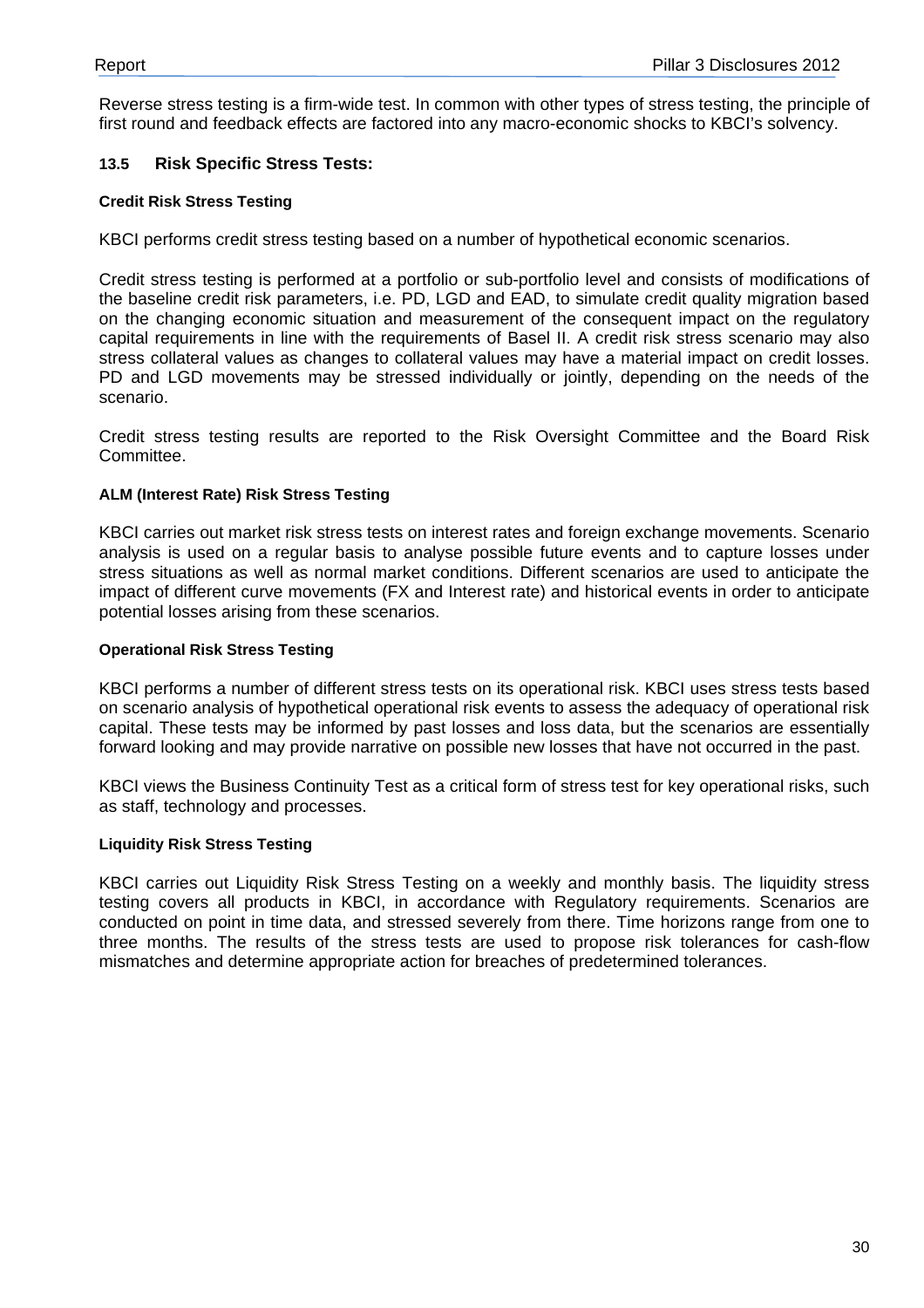Reverse stress testing is a firm-wide test. In common with other types of stress testing, the principle of first round and feedback effects are factored into any macro-economic shocks to KBCI's solvency.

### 13.5 Risk Specific Stress Tests:

#### Credit Risk Stress Testing

KBCI performs credit stress testing based on a number of hypothetical economic scenarios.

Credit stress testing is performed at a portfolio or sub-portfolio level and consists of modifications of the baseline credit risk parameters, i.e. PD, LGD and EAD, to simulate credit quality migration based on the changing economic situation and measurement of the consequent impact on the regulatory capital requirements in line with the requirements of Basel II. A credit risk stress scenario may also stress collateral values as changes to collateral values may have a material impact on credit losses. PD and LGD movements may be stressed individually or jointly, depending on the needs of the scenario.

Credit stress testing results are reported to the Risk Oversight Committee and the Board Risk Committee.

#### ALM (Interest Rate) Risk Stress Testing

KBCI carries out market risk stress tests on interest rates and foreign exchange movements. Scenario analysis is used on a regular basis to analyse possible future events and to capture losses under stress situations as well as normal market conditions. Different scenarios are used to anticipate the impact of different curve movements (FX and Interest rate) and historical events in order to anticipate potential losses arising from these scenarios.

#### Operational Risk Stress Testing

KBCI performs a number of different stress tests on its operational risk. KBCI uses stress tests based on scenario analysis of hypothetical operational risk events to assess the adequacy of operational risk capital. These tests may be informed by past losses and loss data, but the scenarios are essentially forward looking and may provide narrative on possible new losses that have not occurred in the past.

KBCI views the Business Continuity Test as a critical form of stress test for key operational risks, such as staff, technology and processes.

#### Liquidity Risk Stress Testing

KBCI carries out Liquidity Risk Stress Testing on a weekly and monthly basis. The liquidity stress testing covers all products in KBCI, in accordance with Regulatory requirements. Scenarios are conducted on point in time data, and stressed severely from there. Time horizons range from one to three months. The results of the stress tests are used to propose risk tolerances for cash-flow mismatches and determine appropriate action for breaches of predetermined tolerances.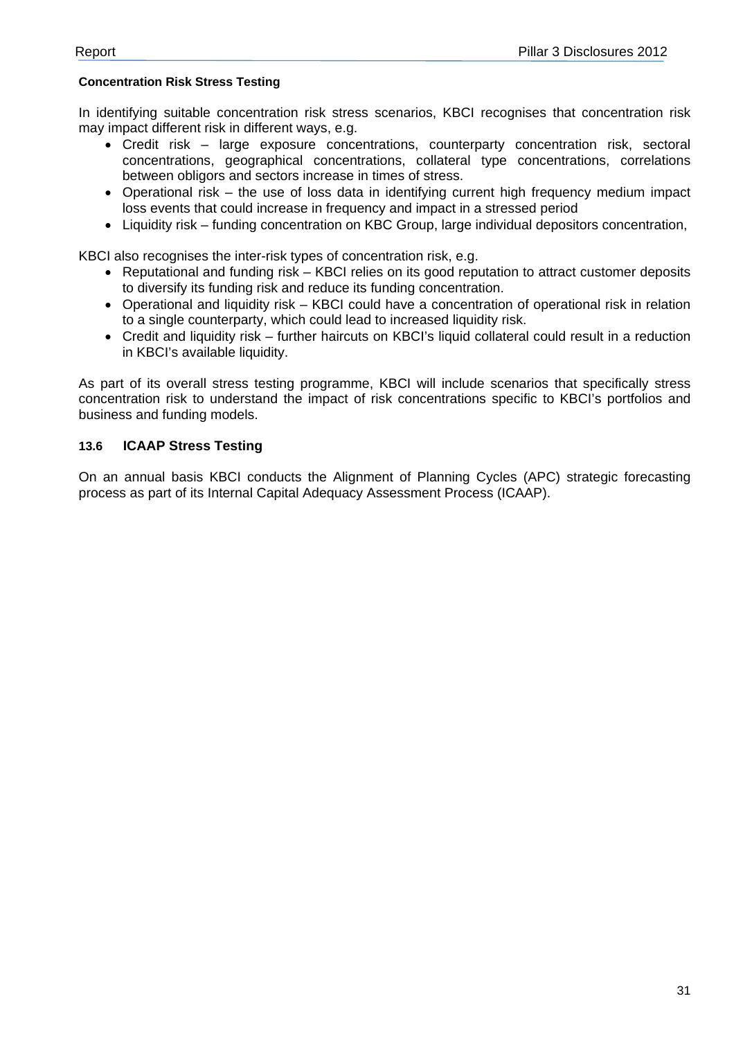**Concentration Risk Stress Testing**

In identifying suitable concentration risk stress scenarios, KBCI recognises that concentration risk may impact different risk in different ways, e.g.

- Credit risk – large exposure concentrations, counterparty concentration risk, sectoral concentrations, geographical concentrations, collateral type concentrations, correlations between obligors and sectors increase in times of stress.
- Operational risk – the use of loss data in identifying current high frequency medium impact loss events that could increase in frequency and impact in a stressed period
- Liquidity risk – funding concentration on KBC Group, large individual depositors concentration,

KBCI also recognises the inter-risk types of concentration risk, e.g.

- Reputational and funding risk – KBCI relies on its good reputation to attract customer deposits to diversify its funding risk and reduce its funding concentration.
- Operational and liquidity risk – KBCI could have a concentration of operational risk in relation to a single counterparty, which could lead to increased liquidity risk.
- Credit and liquidity risk – further haircuts on KBCI's liquid collateral could result in a reduction in KBCI's available liquidity.

As part of its overall stress testing programme, KBCI will include scenarios that specifically stress concentration risk to understand the impact of risk concentrations specific to KBCI's portfolios and business and funding models.

### 13.6 ICAAP Stress Testing

On an annual basis KBCI conducts the Alignment of Planning Cycles (APC) strategic forecasting process as part of its Internal Capital Adequacy Assessment Process (ICAAP).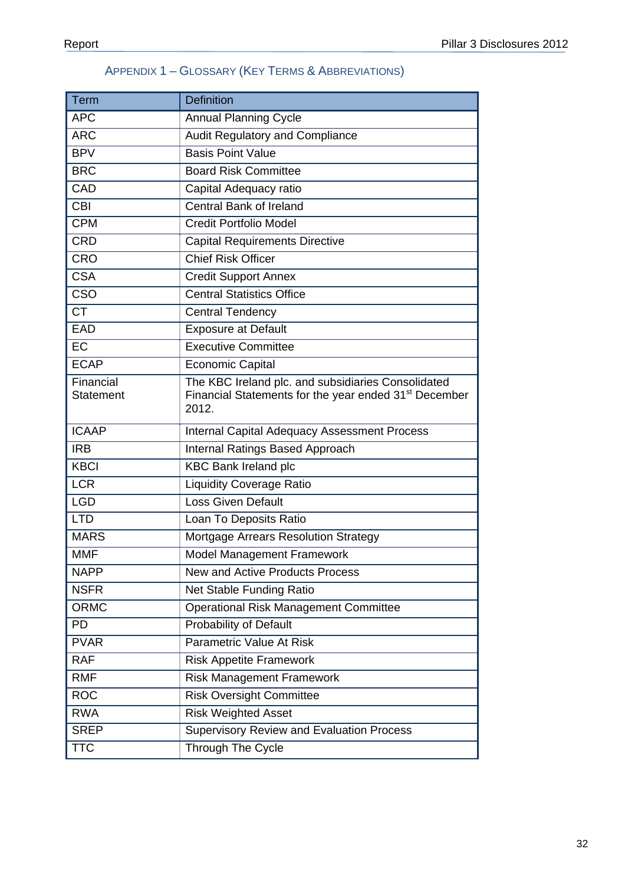## APPENDIX 1 – GLOSSARY (KEY TERMS & ABBREVIATIONS)

| Term | Definition |
|---|---|
| APC | Annual Planning Cycle |
| ARC | Audit Regulatory and Compliance |
| BPV | Basis Point Value |
| BRC | Board Risk Committee |
| CAD | Capital Adequacy ratio |
| CBI | Central Bank of Ireland |
| CPM | Credit Portfolio Model |
| CRD | Capital Requirements Directive |
| CRO | Chief Risk Officer |
| CSA | Credit Support Annex |
| CSO | Central Statistics Office |
| CT | Central Tendency |
| EAD | Exposure at Default |
| EC | Executive Committee |
| ECAP | Economic Capital |
| Financial Statement | The KBC Ireland plc. and subsidiaries Consolidated Financial Statements for the year ended 31st December 2012. |
| ICAAP | Internal Capital Adequacy Assessment Process |
| IRB | Internal Ratings Based Approach |
| KBCI | KBC Bank Ireland plc |
| LCR | Liquidity Coverage Ratio |
| LGD | Loss Given Default |
| LTD | Loan To Deposits Ratio |
| MARS | Mortgage Arrears Resolution Strategy |
| MMF | Model Management Framework |
| NAPP | New and Active Products Process |
| NSFR | Net Stable Funding Ratio |
| ORMC | Operational Risk Management Committee |
| PD | Probability of Default |
| PVAR | Parametric Value At Risk |
| RAF | Risk Appetite Framework |
| RMF | Risk Management Framework |
| ROC | Risk Oversight Committee |
| RWA | Risk Weighted Asset |
| SREP | Supervisory Review and Evaluation Process |
| TTC | Through The Cycle |